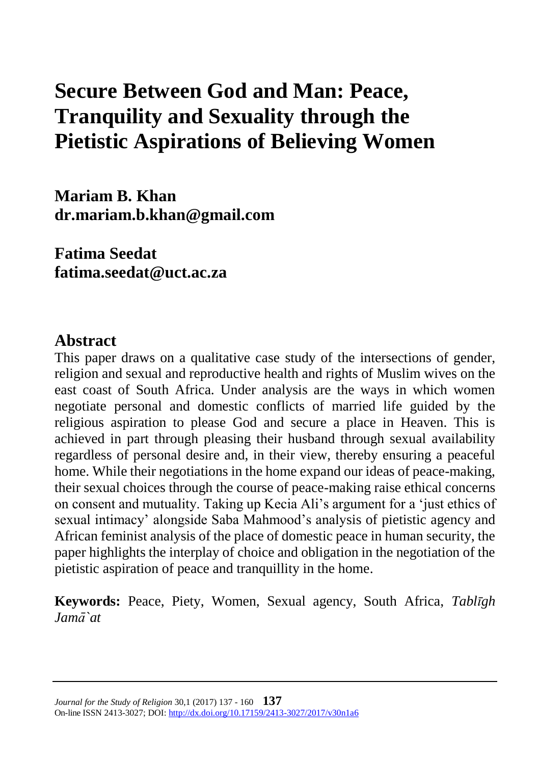# Secure Between God and Man: Peace, Tranquility and Sexuality through the Pietistic Aspirations of Believing Women

**Mariam B. Khan**
**dr.mariam.b.khan@gmail.com**

**Fatima Seedat**
**fatima.seedat@uct.ac.za**

## Abstract

This paper draws on a qualitative case study of the intersections of gender, religion and sexual and reproductive health and rights of Muslim wives on the east coast of South Africa. Under analysis are the ways in which women negotiate personal and domestic conflicts of married life guided by the religious aspiration to please God and secure a place in Heaven. This is achieved in part through pleasing their husband through sexual availability regardless of personal desire and, in their view, thereby ensuring a peaceful home. While their negotiations in the home expand our ideas of peace-making, their sexual choices through the course of peace-making raise ethical concerns on consent and mutuality. Taking up Kecia Ali's argument for a 'just ethics of sexual intimacy' alongside Saba Mahmood's analysis of pietistic agency and African feminist analysis of the place of domestic peace in human security, the paper highlights the interplay of choice and obligation in the negotiation of the pietistic aspiration of peace and tranquillity in the home.

**Keywords:** Peace, Piety, Women, Sexual agency, South Africa, *Tablīgh Jamā`at*

*Journal for the Study of Religion* 30,1 (2017) 137 - 160
On-line ISSN 2413-3027; DOI: http://dx.doi.org/10.17159/2413-3027/2017/v30n1a6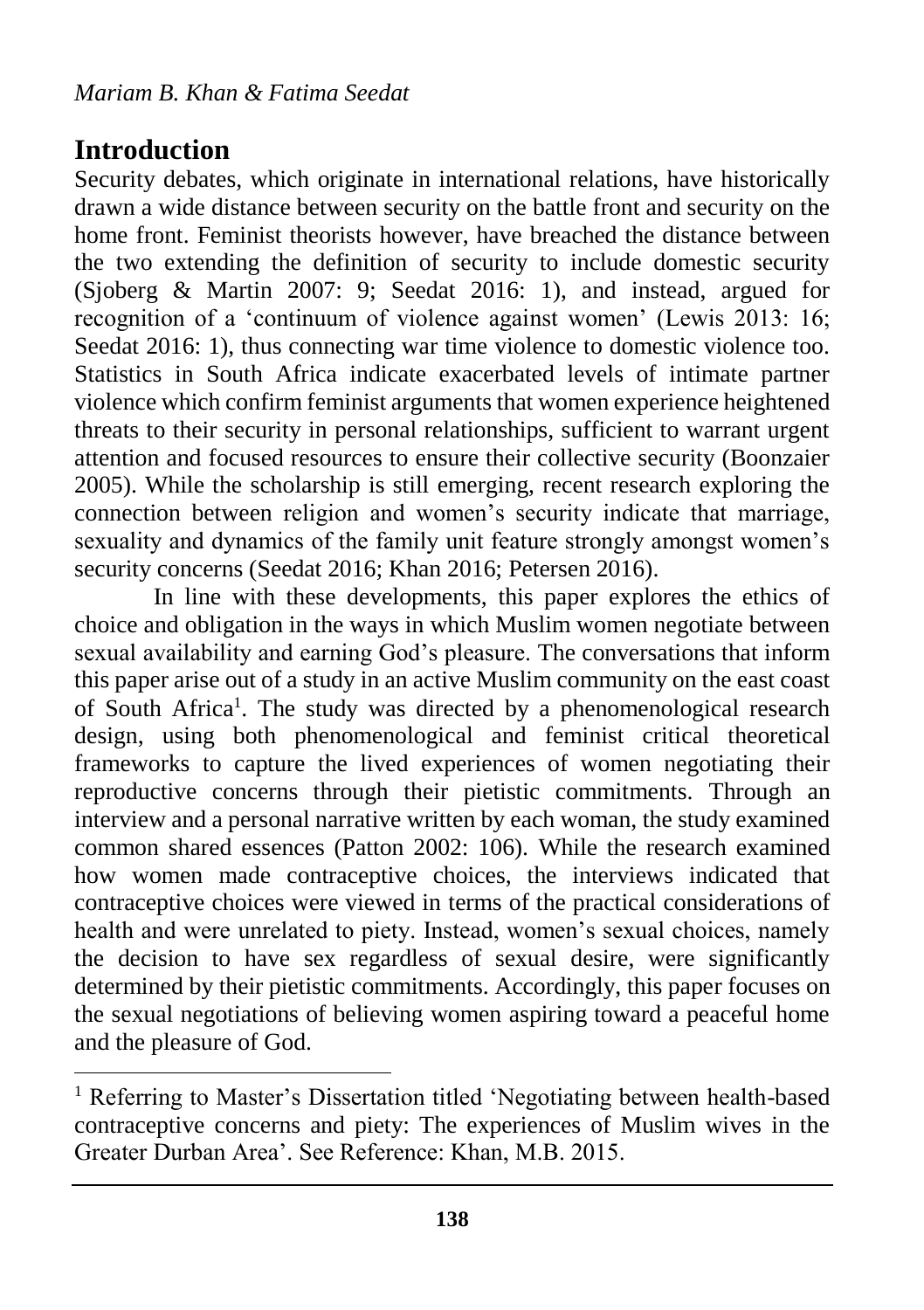## Introduction

Security debates, which originate in international relations, have historically drawn a wide distance between security on the battle front and security on the home front. Feminist theorists however, have breached the distance between the two extending the definition of security to include domestic security (Sjoberg & Martin 2007: 9; Seedat 2016: 1), and instead, argued for recognition of a 'continuum of violence against women' (Lewis 2013: 16; Seedat 2016: 1), thus connecting war time violence to domestic violence too. Statistics in South Africa indicate exacerbated levels of intimate partner violence which confirm feminist arguments that women experience heightened threats to their security in personal relationships, sufficient to warrant urgent attention and focused resources to ensure their collective security (Boonzaier 2005). While the scholarship is still emerging, recent research exploring the connection between religion and women's security indicate that marriage, sexuality and dynamics of the family unit feature strongly amongst women's security concerns (Seedat 2016; Khan 2016; Petersen 2016).

In line with these developments, this paper explores the ethics of choice and obligation in the ways in which Muslim women negotiate between sexual availability and earning God's pleasure. The conversations that inform this paper arise out of a study in an active Muslim community on the east coast of South Africa[1]. The study was directed by a phenomenological research design, using both phenomenological and feminist critical theoretical frameworks to capture the lived experiences of women negotiating their reproductive concerns through their pietistic commitments. Through an interview and a personal narrative written by each woman, the study examined common shared essences (Patton 2002: 106). While the research examined how women made contraceptive choices, the interviews indicated that contraceptive choices were viewed in terms of the practical considerations of health and were unrelated to piety. Instead, women's sexual choices, namely the decision to have sex regardless of sexual desire, were significantly determined by their pietistic commitments. Accordingly, this paper focuses on the sexual negotiations of believing women aspiring toward a peaceful home and the pleasure of God.

[1] Referring to Master's Dissertation titled 'Negotiating between health-based contraceptive concerns and piety: The experiences of Muslim wives in the Greater Durban Area'. See Reference: Khan, M.B. 2015.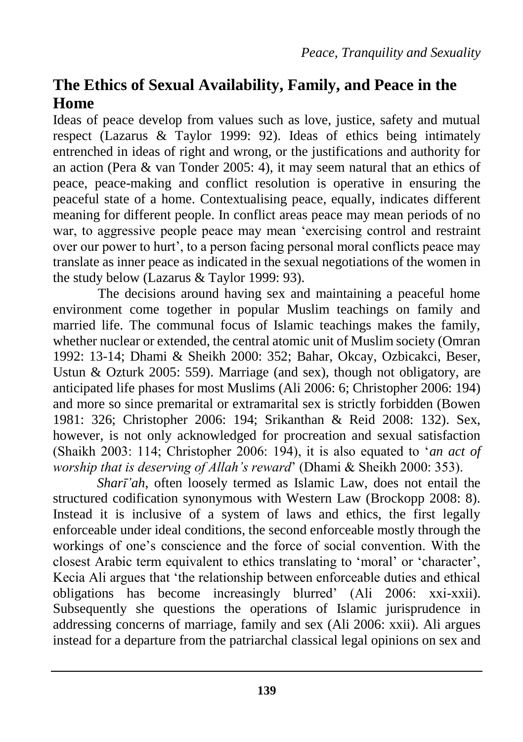## The Ethics of Sexual Availability, Family, and Peace in the Home

Ideas of peace develop from values such as love, justice, safety and mutual respect (Lazarus & Taylor 1999: 92). Ideas of ethics being intimately entrenched in ideas of right and wrong, or the justifications and authority for an action (Pera & van Tonder 2005: 4), it may seem natural that an ethics of peace, peace-making and conflict resolution is operative in ensuring the peaceful state of a home. Contextualising peace, equally, indicates different meaning for different people. In conflict areas peace may mean periods of no war, to aggressive people peace may mean 'exercising control and restraint over our power to hurt', to a person facing personal moral conflicts peace may translate as inner peace as indicated in the sexual negotiations of the women in the study below (Lazarus & Taylor 1999: 93).

The decisions around having sex and maintaining a peaceful home environment come together in popular Muslim teachings on family and married life. The communal focus of Islamic teachings makes the family, whether nuclear or extended, the central atomic unit of Muslim society (Omran 1992: 13-14; Dhami & Sheikh 2000: 352; Bahar, Okcay, Ozbicakci, Beser, Ustun & Ozturk 2005: 559). Marriage (and sex), though not obligatory, are anticipated life phases for most Muslims (Ali 2006: 6; Christopher 2006: 194) and more so since premarital or extramarital sex is strictly forbidden (Bowen 1981: 326; Christopher 2006: 194; Srikanthan & Reid 2008: 132). Sex, however, is not only acknowledged for procreation and sexual satisfaction (Shaikh 2003: 114; Christopher 2006: 194), it is also equated to '*an act of worship that is deserving of Allah's reward*' (Dhami & Sheikh 2000: 353).

*Sharī'ah*, often loosely termed as Islamic Law, does not entail the structured codification synonymous with Western Law (Brockopp 2008: 8). Instead it is inclusive of a system of laws and ethics, the first legally enforceable under ideal conditions, the second enforceable mostly through the workings of one's conscience and the force of social convention. With the closest Arabic term equivalent to ethics translating to 'moral' or 'character', Kecia Ali argues that 'the relationship between enforceable duties and ethical obligations has become increasingly blurred' (Ali 2006: xxi-xxii). Subsequently she questions the operations of Islamic jurisprudence in addressing concerns of marriage, family and sex (Ali 2006: xxii). Ali argues instead for a departure from the patriarchal classical legal opinions on sex and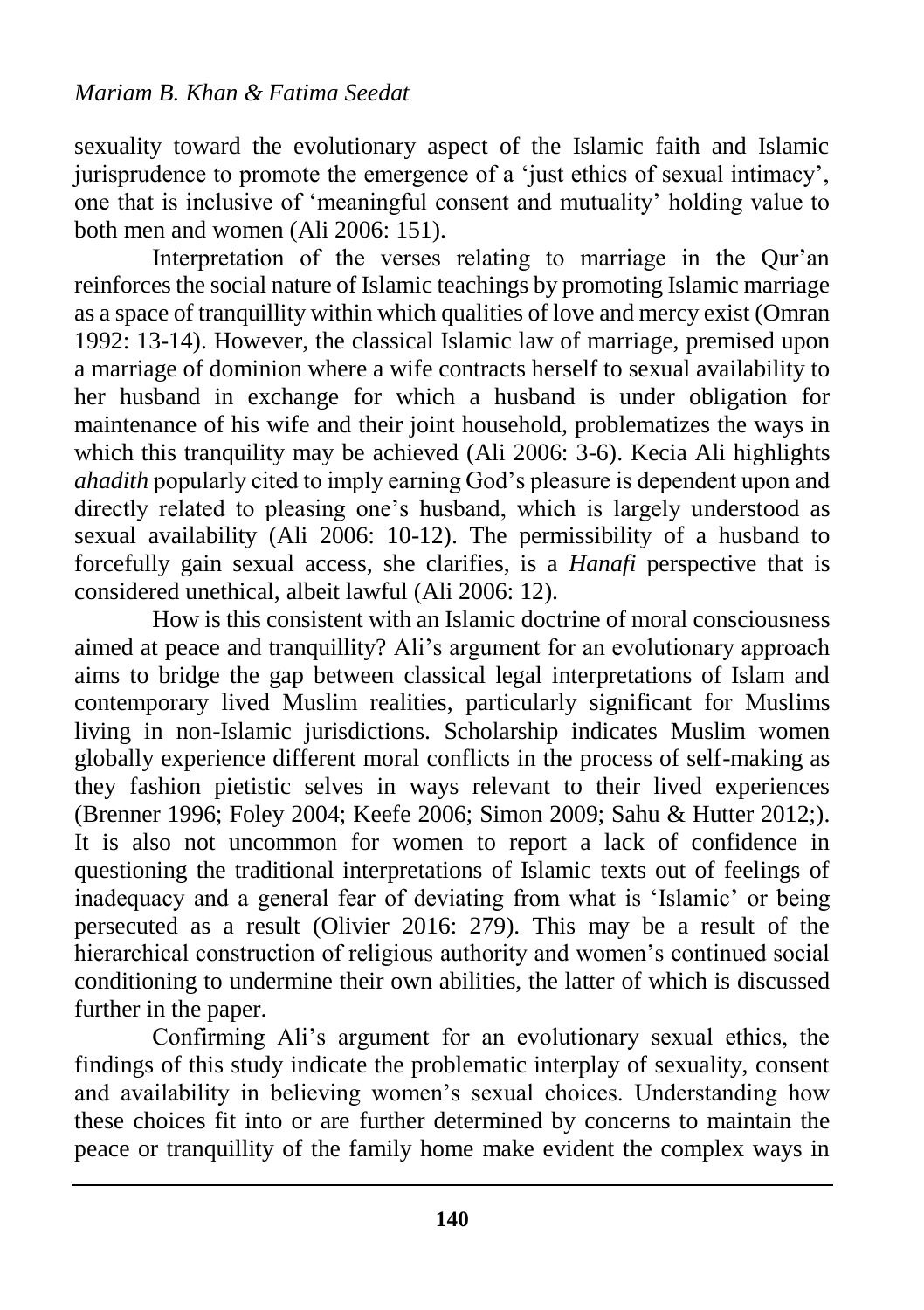sexuality toward the evolutionary aspect of the Islamic faith and Islamic jurisprudence to promote the emergence of a 'just ethics of sexual intimacy', one that is inclusive of 'meaningful consent and mutuality' holding value to both men and women (Ali 2006: 151).

Interpretation of the verses relating to marriage in the Qur'an reinforces the social nature of Islamic teachings by promoting Islamic marriage as a space of tranquillity within which qualities of love and mercy exist (Omran 1992: 13-14). However, the classical Islamic law of marriage, premised upon a marriage of dominion where a wife contracts herself to sexual availability to her husband in exchange for which a husband is under obligation for maintenance of his wife and their joint household, problematizes the ways in which this tranquility may be achieved (Ali 2006: 3-6). Kecia Ali highlights *ahadith* popularly cited to imply earning God's pleasure is dependent upon and directly related to pleasing one's husband, which is largely understood as sexual availability (Ali 2006: 10-12). The permissibility of a husband to forcefully gain sexual access, she clarifies, is a *Hanafi* perspective that is considered unethical, albeit lawful (Ali 2006: 12).

How is this consistent with an Islamic doctrine of moral consciousness aimed at peace and tranquillity? Ali's argument for an evolutionary approach aims to bridge the gap between classical legal interpretations of Islam and contemporary lived Muslim realities, particularly significant for Muslims living in non-Islamic jurisdictions. Scholarship indicates Muslim women globally experience different moral conflicts in the process of self-making as they fashion pietistic selves in ways relevant to their lived experiences (Brenner 1996; Foley 2004; Keefe 2006; Simon 2009; Sahu & Hutter 2012;). It is also not uncommon for women to report a lack of confidence in questioning the traditional interpretations of Islamic texts out of feelings of inadequacy and a general fear of deviating from what is 'Islamic' or being persecuted as a result (Olivier 2016: 279). This may be a result of the hierarchical construction of religious authority and women's continued social conditioning to undermine their own abilities, the latter of which is discussed further in the paper.

Confirming Ali's argument for an evolutionary sexual ethics, the findings of this study indicate the problematic interplay of sexuality, consent and availability in believing women's sexual choices. Understanding how these choices fit into or are further determined by concerns to maintain the peace or tranquillity of the family home make evident the complex ways in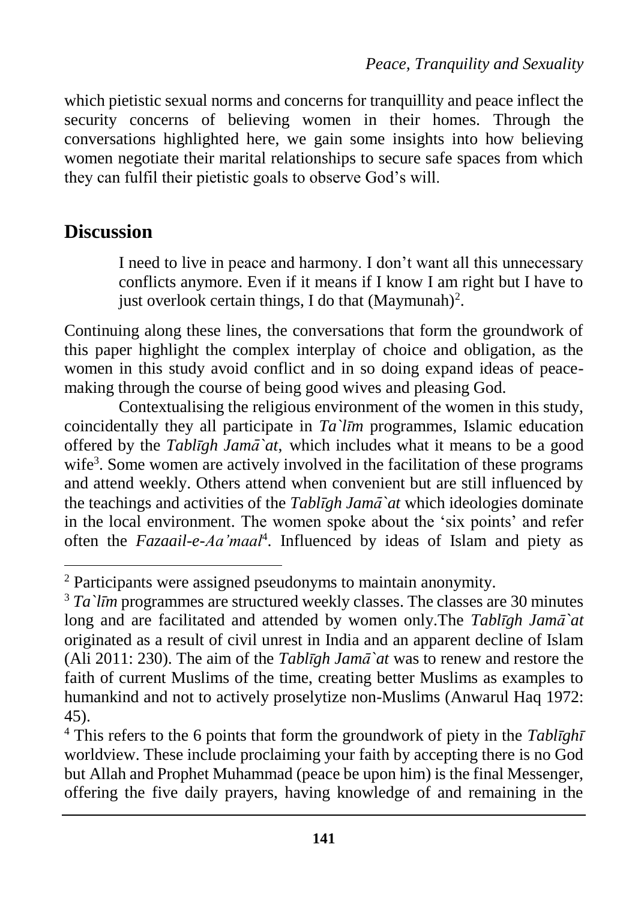which pietistic sexual norms and concerns for tranquillity and peace inflect the security concerns of believing women in their homes. Through the conversations highlighted here, we gain some insights into how believing women negotiate their marital relationships to secure safe spaces from which they can fulfil their pietistic goals to observe God's will.

## Discussion

> I need to live in peace and harmony. I don't want all this unnecessary conflicts anymore. Even if it means if I know I am right but I have to just overlook certain things, I do that (Maymunah)[2].

Continuing along these lines, the conversations that form the groundwork of this paper highlight the complex interplay of choice and obligation, as the women in this study avoid conflict and in so doing expand ideas of peace-making through the course of being good wives and pleasing God.

Contextualising the religious environment of the women in this study, coincidentally they all participate in *Ta`līm* programmes, Islamic education offered by the *Tablīgh Jamā`at*, which includes what it means to be a good wife[3]. Some women are actively involved in the facilitation of these programs and attend weekly. Others attend when convenient but are still influenced by the teachings and activities of the *Tablīgh Jamā`at* which ideologies dominate in the local environment. The women spoke about the 'six points' and refer often the *Fazaail-e-Aa'maal*[4]. Influenced by ideas of Islam and piety as

---

[2] Participants were assigned pseudonyms to maintain anonymity.

[3] *Ta`līm* programmes are structured weekly classes. The classes are 30 minutes long and are facilitated and attended by women only.The *Tablīgh Jamā`at* originated as a result of civil unrest in India and an apparent decline of Islam (Ali 2011: 230). The aim of the *Tablīgh Jamā`at* was to renew and restore the faith of current Muslims of the time, creating better Muslims as examples to humankind and not to actively proselytize non-Muslims (Anwarul Haq 1972: 45).

[4] This refers to the 6 points that form the groundwork of piety in the *Tablīghī* worldview. These include proclaiming your faith by accepting there is no God but Allah and Prophet Muhammad (peace be upon him) is the final Messenger, offering the five daily prayers, having knowledge of and remaining in the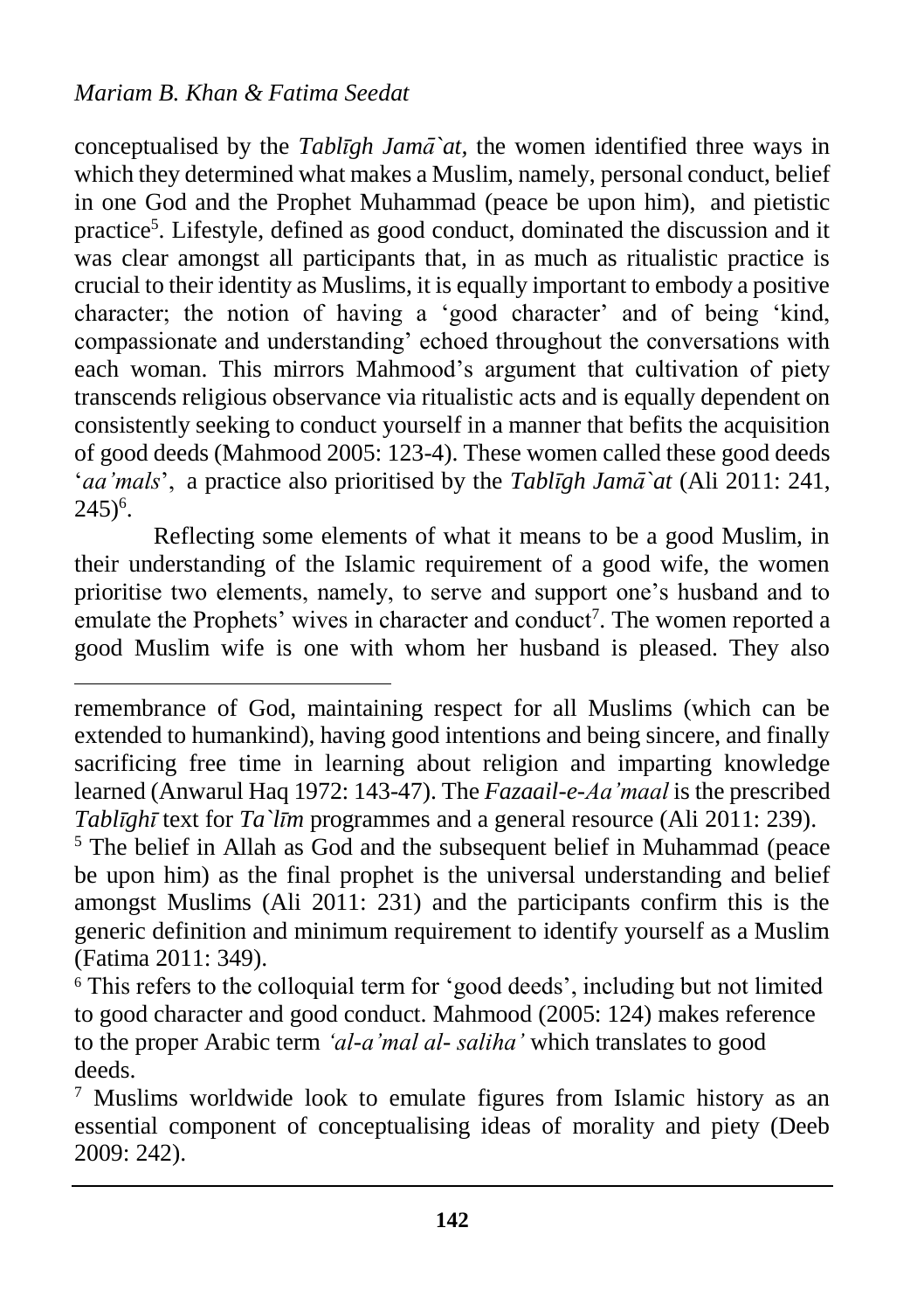conceptualised by the *Tablīgh Jamā`at,* the women identified three ways in which they determined what makes a Muslim, namely, personal conduct, belief in one God and the Prophet Muhammad (peace be upon him), and pietistic practice[5]. Lifestyle, defined as good conduct, dominated the discussion and it was clear amongst all participants that, in as much as ritualistic practice is crucial to their identity as Muslims, it is equally important to embody a positive character; the notion of having a 'good character' and of being 'kind, compassionate and understanding' echoed throughout the conversations with each woman. This mirrors Mahmood's argument that cultivation of piety transcends religious observance via ritualistic acts and is equally dependent on consistently seeking to conduct yourself in a manner that befits the acquisition of good deeds (Mahmood 2005: 123-4). These women called these good deeds '*aa'mals*', a practice also prioritised by the *Tablīgh Jamā`at* (Ali 2011: 241, 245)[6].

Reflecting some elements of what it means to be a good Muslim, in their understanding of the Islamic requirement of a good wife, the women prioritise two elements, namely, to serve and support one's husband and to emulate the Prophets' wives in character and conduct[7]. The women reported a good Muslim wife is one with whom her husband is pleased. They also

---

remembrance of God, maintaining respect for all Muslims (which can be extended to humankind), having good intentions and being sincere, and finally sacrificing free time in learning about religion and imparting knowledge learned (Anwarul Haq 1972: 143-47). The *Fazaail-e-Aa'maal* is the prescribed *Tablīghī* text for *Ta`līm* programmes and a general resource (Ali 2011: 239).

[5] The belief in Allah as God and the subsequent belief in Muhammad (peace be upon him) as the final prophet is the universal understanding and belief amongst Muslims (Ali 2011: 231) and the participants confirm this is the generic definition and minimum requirement to identify yourself as a Muslim (Fatima 2011: 349).

[6] This refers to the colloquial term for 'good deeds', including but not limited to good character and good conduct. Mahmood (2005: 124) makes reference to the proper Arabic term *'al-a'mal al- saliha'* which translates to good deeds.

[7] Muslims worldwide look to emulate figures from Islamic history as an essential component of conceptualising ideas of morality and piety (Deeb 2009: 242).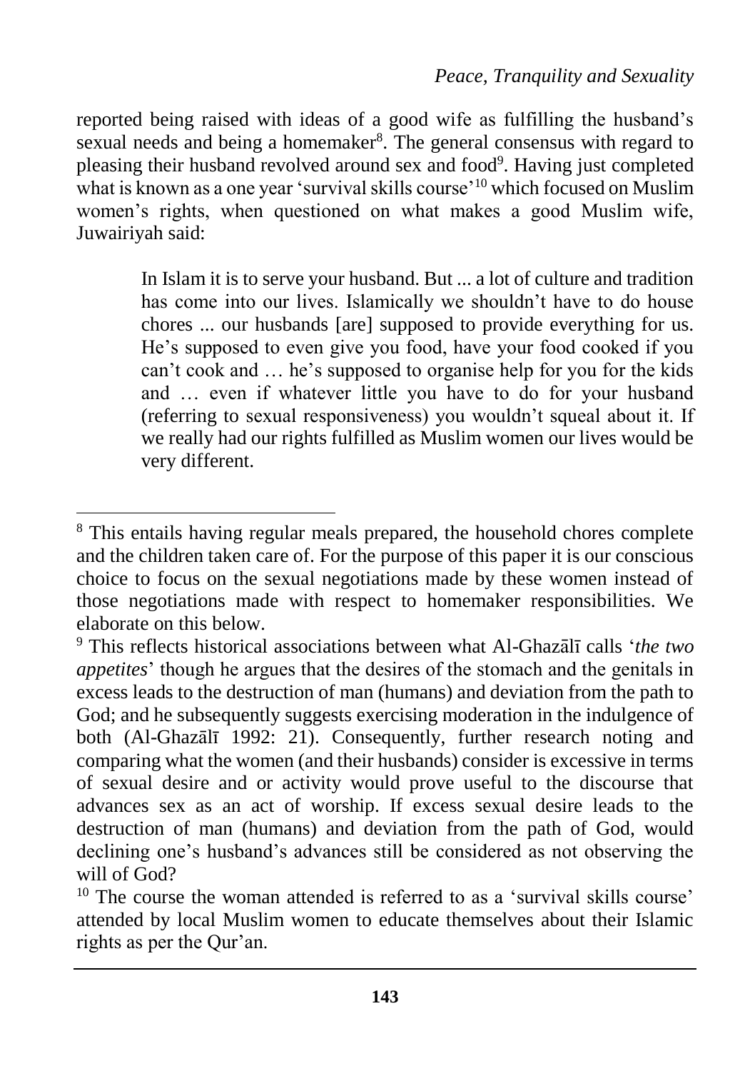reported being raised with ideas of a good wife as fulfilling the husband's sexual needs and being a homemaker[8]. The general consensus with regard to pleasing their husband revolved around sex and food[9]. Having just completed what is known as a one year 'survival skills course'[10] which focused on Muslim women's rights, when questioned on what makes a good Muslim wife, Juwairiyah said:

> In Islam it is to serve your husband. But ... a lot of culture and tradition has come into our lives. Islamically we shouldn't have to do house chores ... our husbands [are] supposed to provide everything for us. He's supposed to even give you food, have your food cooked if you can't cook and … he's supposed to organise help for you for the kids and … even if whatever little you have to do for your husband (referring to sexual responsiveness) you wouldn't squeal about it. If we really had our rights fulfilled as Muslim women our lives would be very different.

---

[8] This entails having regular meals prepared, the household chores complete and the children taken care of. For the purpose of this paper it is our conscious choice to focus on the sexual negotiations made by these women instead of those negotiations made with respect to homemaker responsibilities. We elaborate on this below.

[9] This reflects historical associations between what Al-Ghazālī calls '*the two appetites*' though he argues that the desires of the stomach and the genitals in excess leads to the destruction of man (humans) and deviation from the path to God; and he subsequently suggests exercising moderation in the indulgence of both (Al-Ghazālī 1992: 21). Consequently, further research noting and comparing what the women (and their husbands) consider is excessive in terms of sexual desire and or activity would prove useful to the discourse that advances sex as an act of worship. If excess sexual desire leads to the destruction of man (humans) and deviation from the path of God, would declining one's husband's advances still be considered as not observing the will of God?

[10] The course the woman attended is referred to as a 'survival skills course' attended by local Muslim women to educate themselves about their Islamic rights as per the Qur'an.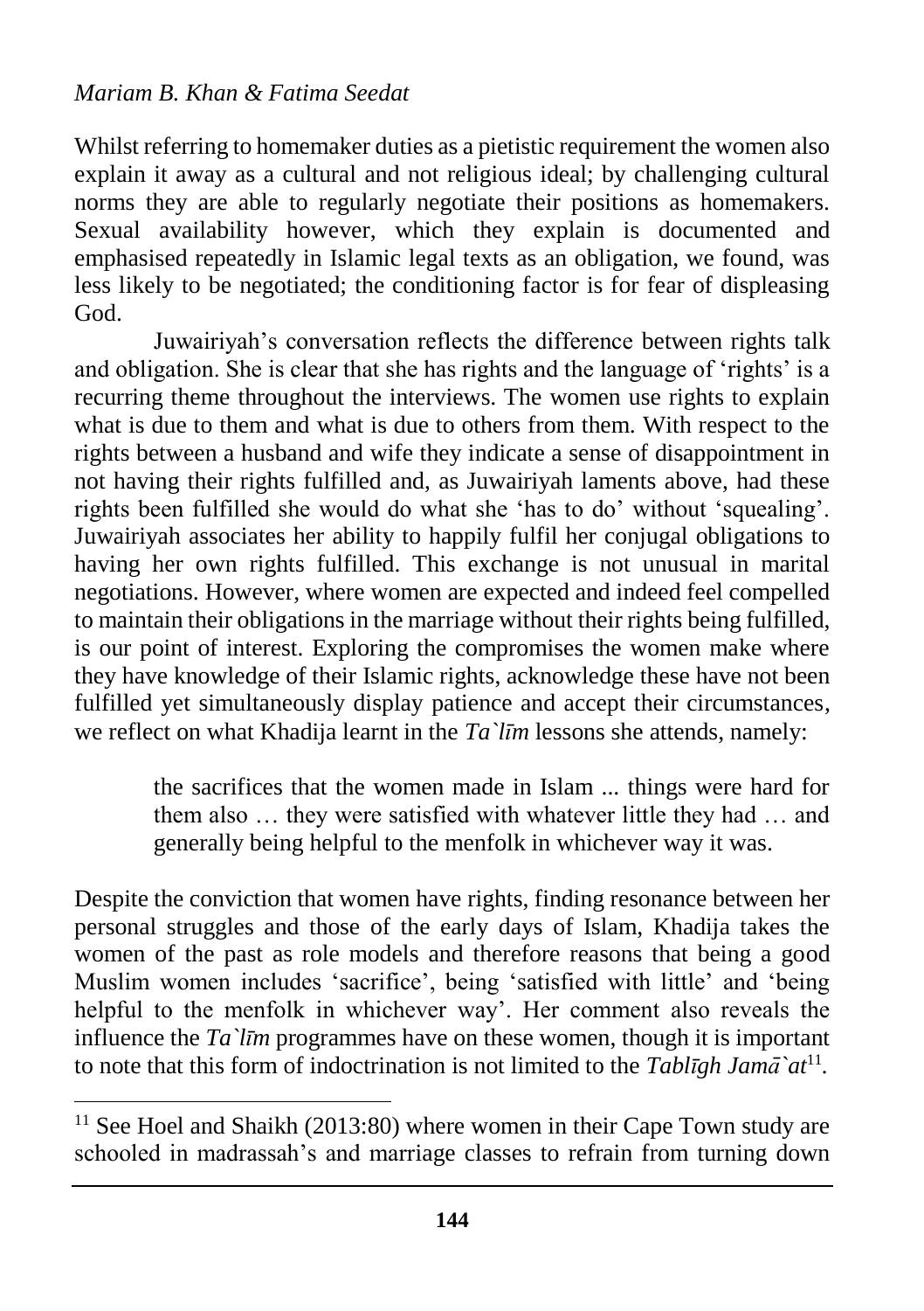Whilst referring to homemaker duties as a pietistic requirement the women also explain it away as a cultural and not religious ideal; by challenging cultural norms they are able to regularly negotiate their positions as homemakers. Sexual availability however, which they explain is documented and emphasised repeatedly in Islamic legal texts as an obligation, we found, was less likely to be negotiated; the conditioning factor is for fear of displeasing God.

Juwairiyah's conversation reflects the difference between rights talk and obligation. She is clear that she has rights and the language of 'rights' is a recurring theme throughout the interviews. The women use rights to explain what is due to them and what is due to others from them. With respect to the rights between a husband and wife they indicate a sense of disappointment in not having their rights fulfilled and, as Juwairiyah laments above, had these rights been fulfilled she would do what she 'has to do' without 'squealing'. Juwairiyah associates her ability to happily fulfil her conjugal obligations to having her own rights fulfilled. This exchange is not unusual in marital negotiations. However, where women are expected and indeed feel compelled to maintain their obligations in the marriage without their rights being fulfilled, is our point of interest. Exploring the compromises the women make where they have knowledge of their Islamic rights, acknowledge these have not been fulfilled yet simultaneously display patience and accept their circumstances, we reflect on what Khadija learnt in the *Ta`līm* lessons she attends, namely:

> the sacrifices that the women made in Islam ... things were hard for them also … they were satisfied with whatever little they had … and generally being helpful to the menfolk in whichever way it was.

Despite the conviction that women have rights, finding resonance between her personal struggles and those of the early days of Islam, Khadija takes the women of the past as role models and therefore reasons that being a good Muslim women includes 'sacrifice', being 'satisfied with little' and 'being helpful to the menfolk in whichever way'. Her comment also reveals the influence the *Ta`līm* programmes have on these women, though it is important to note that this form of indoctrination is not limited to the *Tablīgh Jamā`at*[11].

[11] See Hoel and Shaikh (2013:80) where women in their Cape Town study are schooled in madrassah's and marriage classes to refrain from turning down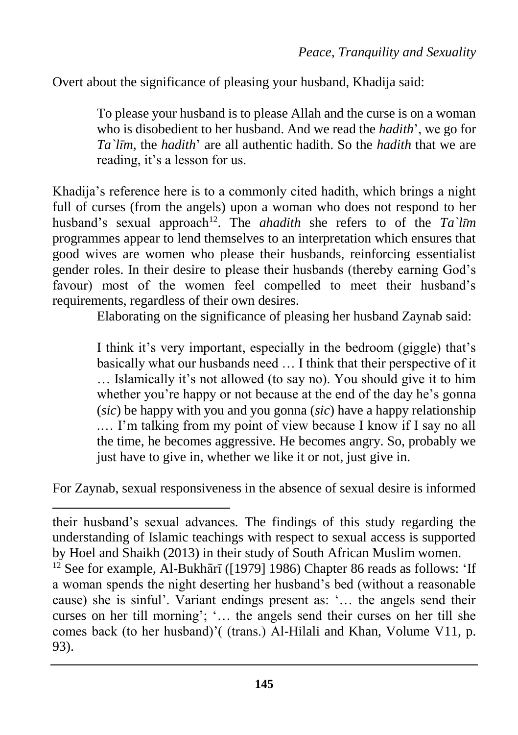Overt about the significance of pleasing your husband, Khadija said:

> To please your husband is to please Allah and the curse is on a woman who is disobedient to her husband. And we read the *hadith*', we go for *Ta`līm*, the *hadith*' are all authentic hadith. So the *hadith* that we are reading, it's a lesson for us.

Khadija's reference here is to a commonly cited hadith, which brings a night full of curses (from the angels) upon a woman who does not respond to her husband's sexual approach[12]. The *ahadith* she refers to of the *Ta`līm* programmes appear to lend themselves to an interpretation which ensures that good wives are women who please their husbands, reinforcing essentialist gender roles. In their desire to please their husbands (thereby earning God's favour) most of the women feel compelled to meet their husband's requirements, regardless of their own desires.

Elaborating on the significance of pleasing her husband Zaynab said:

> I think it's very important, especially in the bedroom (giggle) that's basically what our husbands need … I think that their perspective of it … Islamically it's not allowed (to say no). You should give it to him whether you're happy or not because at the end of the day he's gonna (*sic*) be happy with you and you gonna (*sic*) have a happy relationship .… I'm talking from my point of view because I know if I say no all the time, he becomes aggressive. He becomes angry. So, probably we just have to give in, whether we like it or not, just give in.

For Zaynab, sexual responsiveness in the absence of sexual desire is informed

---

their husband's sexual advances. The findings of this study regarding the understanding of Islamic teachings with respect to sexual access is supported by Hoel and Shaikh (2013) in their study of South African Muslim women.

[12] See for example, Al-Bukhārī ([1979] 1986) Chapter 86 reads as follows: 'If a woman spends the night deserting her husband's bed (without a reasonable cause) she is sinful'. Variant endings present as: '… the angels send their curses on her till morning'; '… the angels send their curses on her till she comes back (to her husband)'( (trans.) Al-Hilali and Khan, Volume V11, p. 93).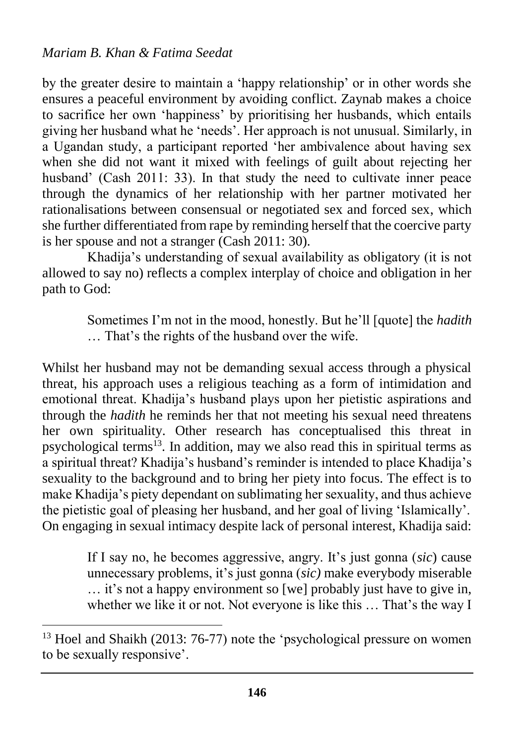by the greater desire to maintain a 'happy relationship' or in other words she ensures a peaceful environment by avoiding conflict. Zaynab makes a choice to sacrifice her own 'happiness' by prioritising her husbands, which entails giving her husband what he 'needs'. Her approach is not unusual. Similarly, in a Ugandan study, a participant reported 'her ambivalence about having sex when she did not want it mixed with feelings of guilt about rejecting her husband' (Cash 2011: 33). In that study the need to cultivate inner peace through the dynamics of her relationship with her partner motivated her rationalisations between consensual or negotiated sex and forced sex, which she further differentiated from rape by reminding herself that the coercive party is her spouse and not a stranger (Cash 2011: 30).

Khadija's understanding of sexual availability as obligatory (it is not allowed to say no) reflects a complex interplay of choice and obligation in her path to God:

> Sometimes I'm not in the mood, honestly. But he'll [quote] the *hadith* … That's the rights of the husband over the wife.

Whilst her husband may not be demanding sexual access through a physical threat, his approach uses a religious teaching as a form of intimidation and emotional threat. Khadija's husband plays upon her pietistic aspirations and through the *hadith* he reminds her that not meeting his sexual need threatens her own spirituality. Other research has conceptualised this threat in psychological terms[13]. In addition, may we also read this in spiritual terms as a spiritual threat? Khadija's husband's reminder is intended to place Khadija's sexuality to the background and to bring her piety into focus. The effect is to make Khadija's piety dependant on sublimating her sexuality, and thus achieve the pietistic goal of pleasing her husband, and her goal of living 'Islamically'. On engaging in sexual intimacy despite lack of personal interest, Khadija said:

> If I say no, he becomes aggressive, angry. It's just gonna (*sic*) cause unnecessary problems, it's just gonna (*sic)* make everybody miserable … it's not a happy environment so [we] probably just have to give in, whether we like it or not. Not everyone is like this … That's the way I

[13] Hoel and Shaikh (2013: 76-77) note the 'psychological pressure on women to be sexually responsive'.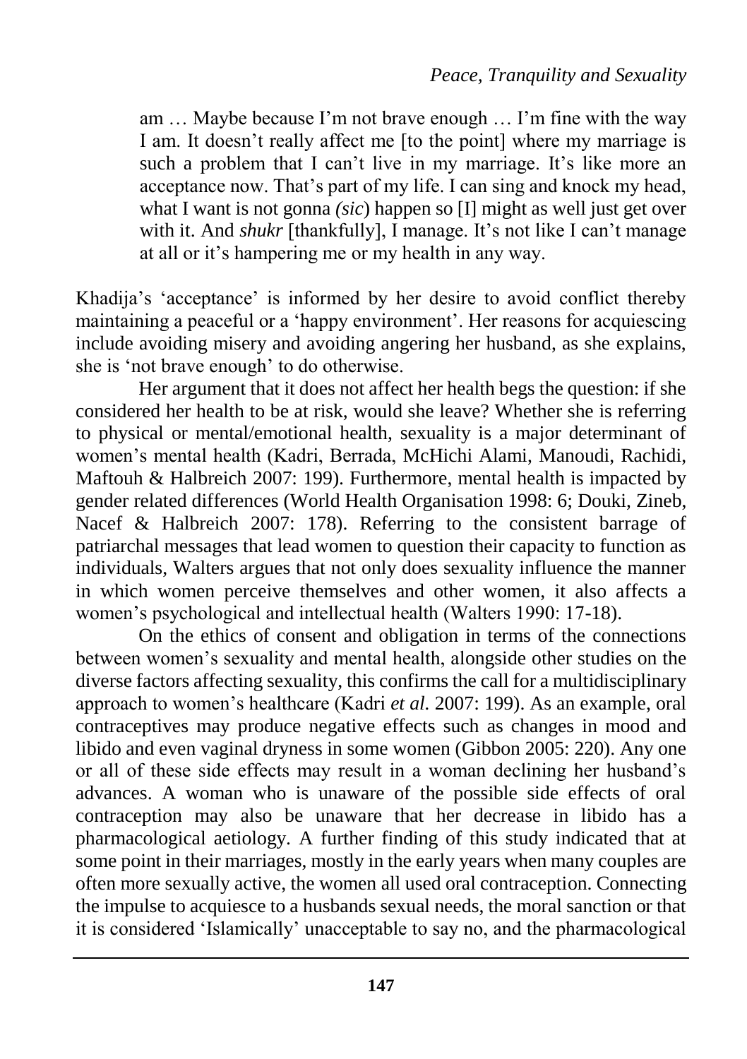> am … Maybe because I'm not brave enough … I'm fine with the way I am. It doesn't really affect me [to the point] where my marriage is such a problem that I can't live in my marriage. It's like more an acceptance now. That's part of my life. I can sing and knock my head, what I want is not gonna *(sic*) happen so [I] might as well just get over with it. And *shukr* [thankfully], I manage. It's not like I can't manage at all or it's hampering me or my health in any way.

Khadija's 'acceptance' is informed by her desire to avoid conflict thereby maintaining a peaceful or a 'happy environment'. Her reasons for acquiescing include avoiding misery and avoiding angering her husband, as she explains, she is 'not brave enough' to do otherwise.

Her argument that it does not affect her health begs the question: if she considered her health to be at risk, would she leave? Whether she is referring to physical or mental/emotional health, sexuality is a major determinant of women's mental health (Kadri, Berrada, McHichi Alami, Manoudi, Rachidi, Maftouh & Halbreich 2007: 199). Furthermore, mental health is impacted by gender related differences (World Health Organisation 1998: 6; Douki, Zineb, Nacef & Halbreich 2007: 178). Referring to the consistent barrage of patriarchal messages that lead women to question their capacity to function as individuals, Walters argues that not only does sexuality influence the manner in which women perceive themselves and other women, it also affects a women's psychological and intellectual health (Walters 1990: 17-18).

On the ethics of consent and obligation in terms of the connections between women's sexuality and mental health, alongside other studies on the diverse factors affecting sexuality, this confirms the call for a multidisciplinary approach to women's healthcare (Kadri *et al.* 2007: 199). As an example, oral contraceptives may produce negative effects such as changes in mood and libido and even vaginal dryness in some women (Gibbon 2005: 220). Any one or all of these side effects may result in a woman declining her husband's advances. A woman who is unaware of the possible side effects of oral contraception may also be unaware that her decrease in libido has a pharmacological aetiology. A further finding of this study indicated that at some point in their marriages, mostly in the early years when many couples are often more sexually active, the women all used oral contraception. Connecting the impulse to acquiesce to a husbands sexual needs, the moral sanction or that it is considered 'Islamically' unacceptable to say no, and the pharmacological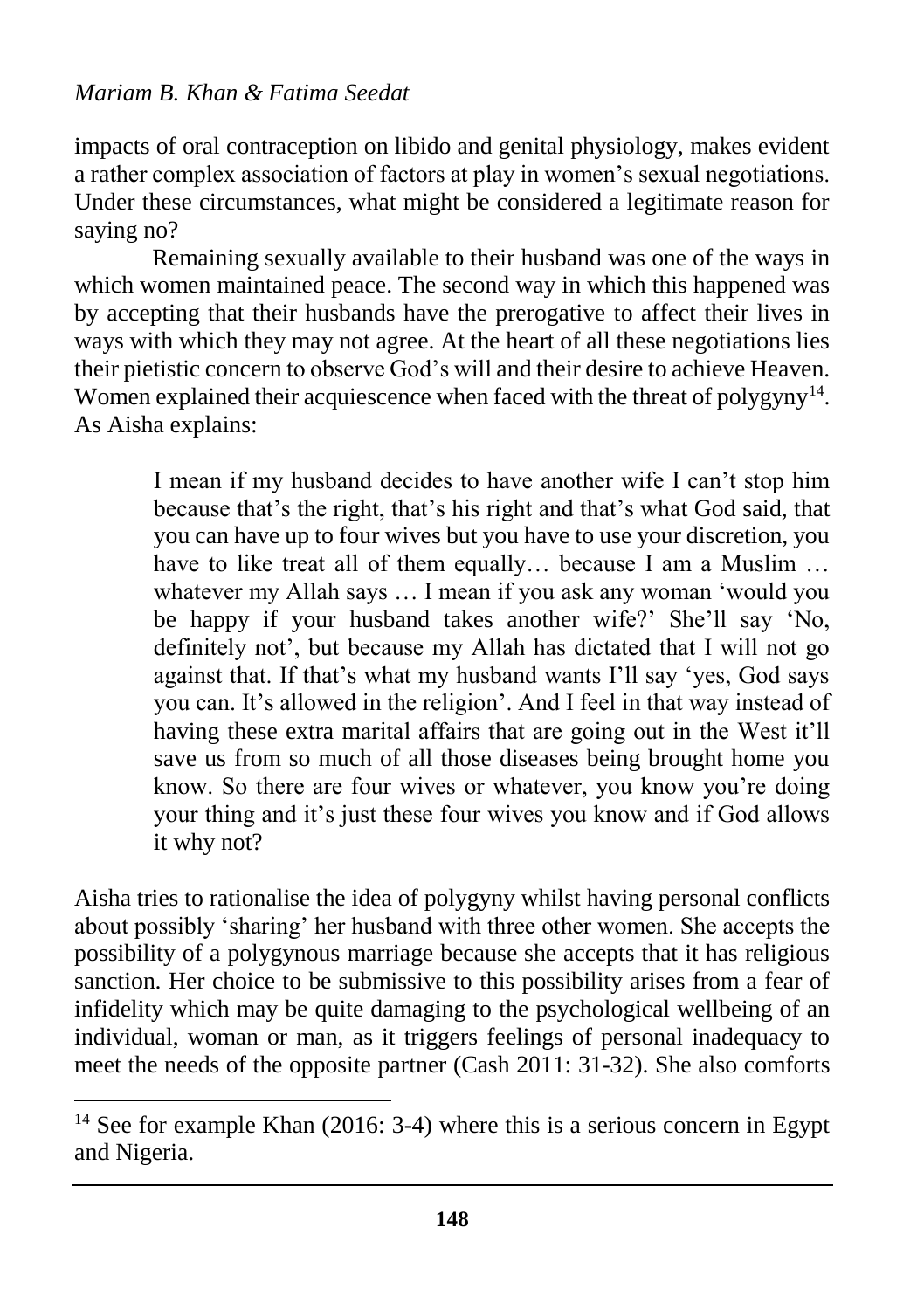impacts of oral contraception on libido and genital physiology, makes evident a rather complex association of factors at play in women's sexual negotiations. Under these circumstances, what might be considered a legitimate reason for saying no?

Remaining sexually available to their husband was one of the ways in which women maintained peace. The second way in which this happened was by accepting that their husbands have the prerogative to affect their lives in ways with which they may not agree. At the heart of all these negotiations lies their pietistic concern to observe God's will and their desire to achieve Heaven. Women explained their acquiescence when faced with the threat of polygyny[14]. As Aisha explains:

> I mean if my husband decides to have another wife I can't stop him because that's the right, that's his right and that's what God said, that you can have up to four wives but you have to use your discretion, you have to like treat all of them equally… because I am a Muslim … whatever my Allah says … I mean if you ask any woman 'would you be happy if your husband takes another wife?' She'll say 'No, definitely not', but because my Allah has dictated that I will not go against that. If that's what my husband wants I'll say 'yes, God says you can. It's allowed in the religion'. And I feel in that way instead of having these extra marital affairs that are going out in the West it'll save us from so much of all those diseases being brought home you know. So there are four wives or whatever, you know you're doing your thing and it's just these four wives you know and if God allows it why not?

Aisha tries to rationalise the idea of polygyny whilst having personal conflicts about possibly 'sharing' her husband with three other women. She accepts the possibility of a polygynous marriage because she accepts that it has religious sanction. Her choice to be submissive to this possibility arises from a fear of infidelity which may be quite damaging to the psychological wellbeing of an individual, woman or man, as it triggers feelings of personal inadequacy to meet the needs of the opposite partner (Cash 2011: 31-32). She also comforts

---

[14] See for example Khan (2016: 3-4) where this is a serious concern in Egypt and Nigeria.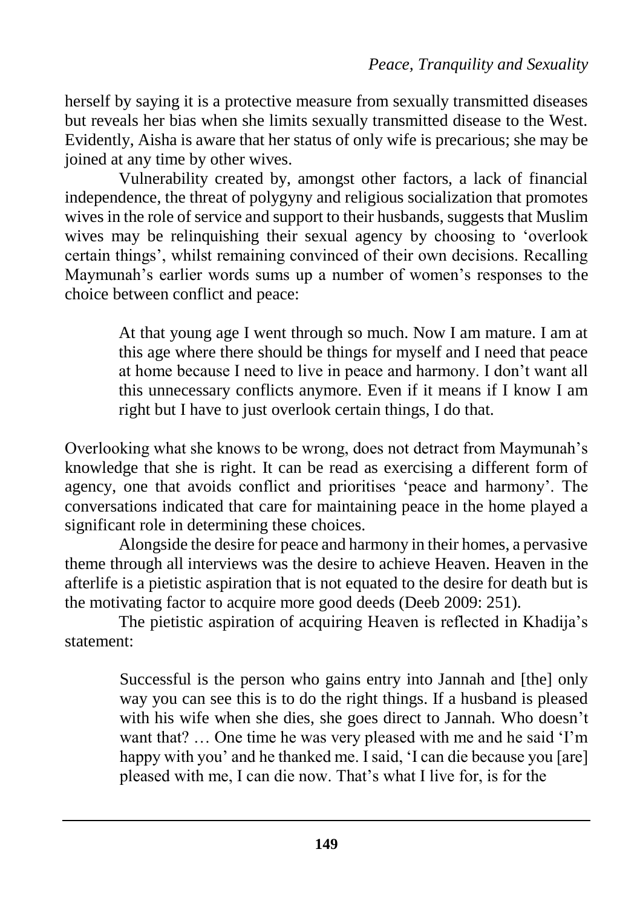herself by saying it is a protective measure from sexually transmitted diseases but reveals her bias when she limits sexually transmitted disease to the West. Evidently, Aisha is aware that her status of only wife is precarious; she may be joined at any time by other wives.

Vulnerability created by, amongst other factors, a lack of financial independence, the threat of polygyny and religious socialization that promotes wives in the role of service and support to their husbands, suggests that Muslim wives may be relinquishing their sexual agency by choosing to 'overlook certain things', whilst remaining convinced of their own decisions. Recalling Maymunah's earlier words sums up a number of women's responses to the choice between conflict and peace:

> At that young age I went through so much. Now I am mature. I am at this age where there should be things for myself and I need that peace at home because I need to live in peace and harmony. I don't want all this unnecessary conflicts anymore. Even if it means if I know I am right but I have to just overlook certain things, I do that.

Overlooking what she knows to be wrong, does not detract from Maymunah's knowledge that she is right. It can be read as exercising a different form of agency, one that avoids conflict and prioritises 'peace and harmony'. The conversations indicated that care for maintaining peace in the home played a significant role in determining these choices.

Alongside the desire for peace and harmony in their homes, a pervasive theme through all interviews was the desire to achieve Heaven. Heaven in the afterlife is a pietistic aspiration that is not equated to the desire for death but is the motivating factor to acquire more good deeds (Deeb 2009: 251).

The pietistic aspiration of acquiring Heaven is reflected in Khadija's statement:

> Successful is the person who gains entry into Jannah and [the] only way you can see this is to do the right things. If a husband is pleased with his wife when she dies, she goes direct to Jannah. Who doesn't want that? … One time he was very pleased with me and he said 'I'm happy with you' and he thanked me. I said, 'I can die because you [are] pleased with me, I can die now. That's what I live for, is for the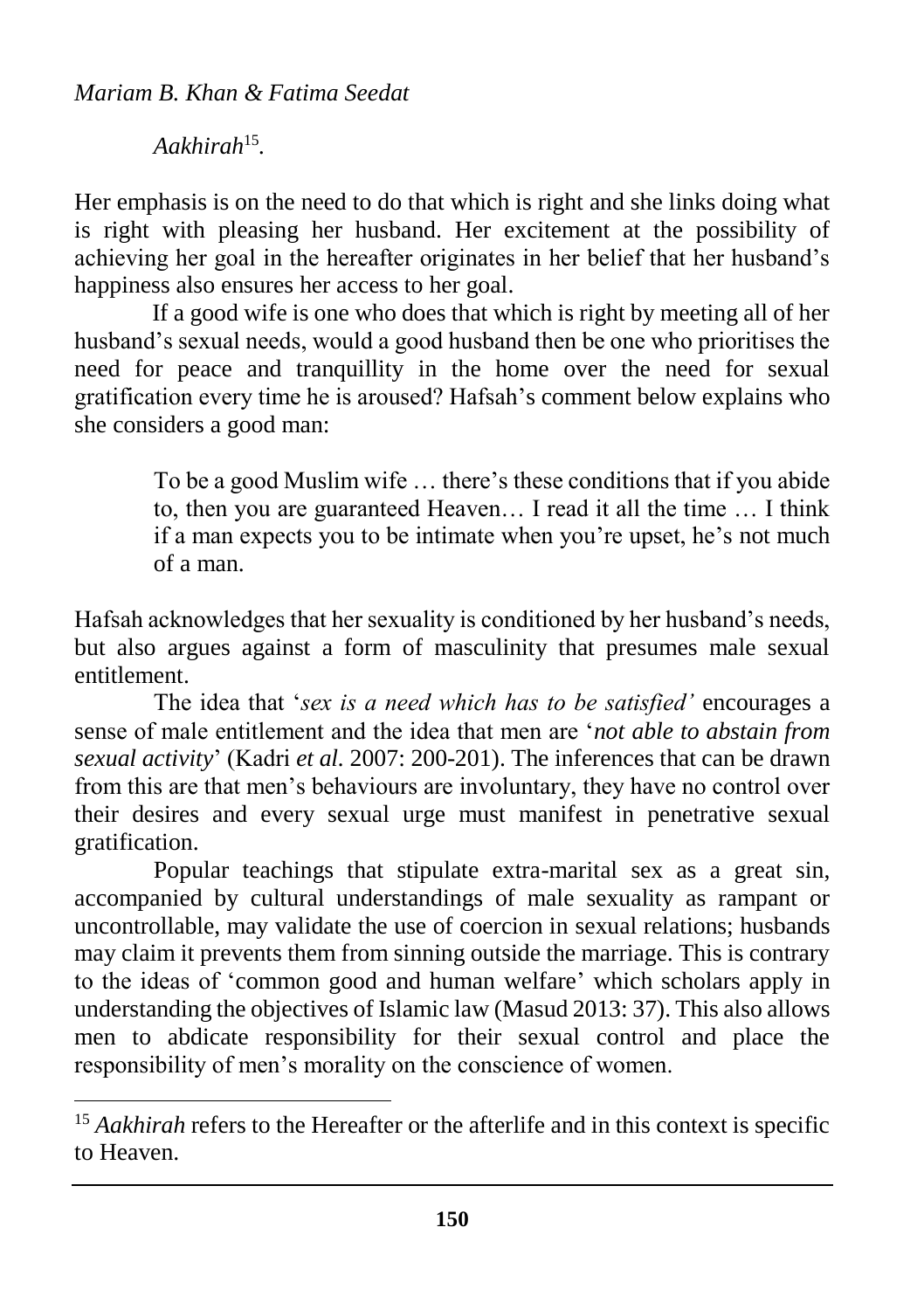*Aakhirah*[15].

Her emphasis is on the need to do that which is right and she links doing what is right with pleasing her husband. Her excitement at the possibility of achieving her goal in the hereafter originates in her belief that her husband's happiness also ensures her access to her goal.

If a good wife is one who does that which is right by meeting all of her husband's sexual needs, would a good husband then be one who prioritises the need for peace and tranquillity in the home over the need for sexual gratification every time he is aroused? Hafsah's comment below explains who she considers a good man:

> To be a good Muslim wife … there's these conditions that if you abide to, then you are guaranteed Heaven… I read it all the time … I think if a man expects you to be intimate when you're upset, he's not much of a man.

Hafsah acknowledges that her sexuality is conditioned by her husband's needs, but also argues against a form of masculinity that presumes male sexual entitlement.

The idea that '*sex is a need which has to be satisfied'* encourages a sense of male entitlement and the idea that men are '*not able to abstain from sexual activity*' (Kadri *et al.* 2007: 200-201). The inferences that can be drawn from this are that men's behaviours are involuntary, they have no control over their desires and every sexual urge must manifest in penetrative sexual gratification.

Popular teachings that stipulate extra-marital sex as a great sin, accompanied by cultural understandings of male sexuality as rampant or uncontrollable, may validate the use of coercion in sexual relations; husbands may claim it prevents them from sinning outside the marriage. This is contrary to the ideas of 'common good and human welfare' which scholars apply in understanding the objectives of Islamic law (Masud 2013: 37). This also allows men to abdicate responsibility for their sexual control and place the responsibility of men's morality on the conscience of women.

---

[15] *Aakhirah* refers to the Hereafter or the afterlife and in this context is specific to Heaven.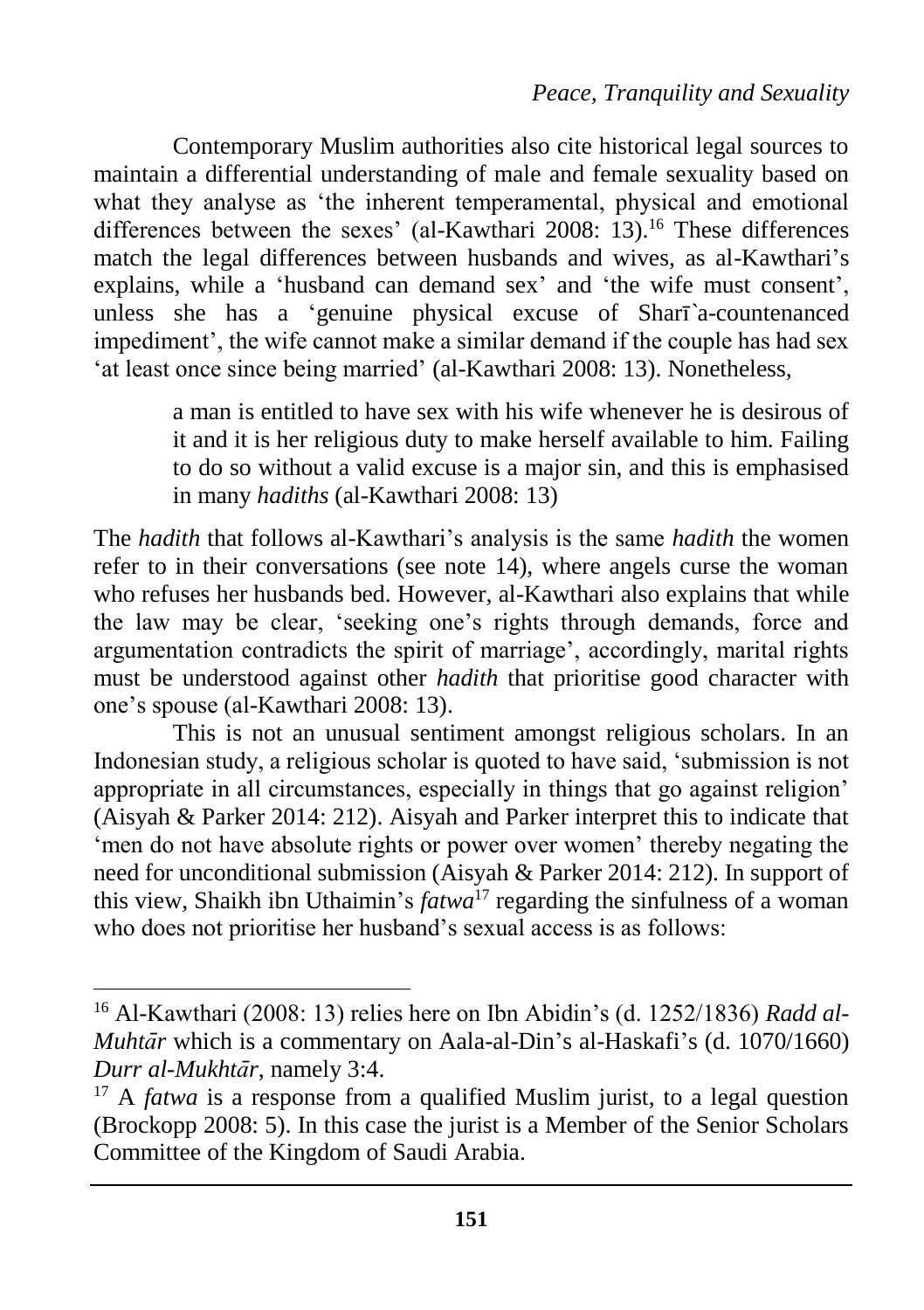Contemporary Muslim authorities also cite historical legal sources to maintain a differential understanding of male and female sexuality based on what they analyse as 'the inherent temperamental, physical and emotional differences between the sexes' (al-Kawthari 2008: 13).[16] These differences match the legal differences between husbands and wives, as al-Kawthari's explains, while a 'husband can demand sex' and 'the wife must consent', unless she has a 'genuine physical excuse of Sharī`a-countenanced impediment', the wife cannot make a similar demand if the couple has had sex 'at least once since being married' (al-Kawthari 2008: 13). Nonetheless,

> a man is entitled to have sex with his wife whenever he is desirous of it and it is her religious duty to make herself available to him. Failing to do so without a valid excuse is a major sin, and this is emphasised in many *hadiths* (al-Kawthari 2008: 13)

The *hadith* that follows al-Kawthari's analysis is the same *hadith* the women refer to in their conversations (see note 14), where angels curse the woman who refuses her husbands bed. However, al-Kawthari also explains that while the law may be clear, 'seeking one's rights through demands, force and argumentation contradicts the spirit of marriage', accordingly, marital rights must be understood against other *hadith* that prioritise good character with one's spouse (al-Kawthari 2008: 13).

This is not an unusual sentiment amongst religious scholars. In an Indonesian study, a religious scholar is quoted to have said, 'submission is not appropriate in all circumstances, especially in things that go against religion' (Aisyah & Parker 2014: 212). Aisyah and Parker interpret this to indicate that 'men do not have absolute rights or power over women' thereby negating the need for unconditional submission (Aisyah & Parker 2014: 212). In support of this view, Shaikh ibn Uthaimin's *fatwa*[17] regarding the sinfulness of a woman who does not prioritise her husband's sexual access is as follows:

---

[16] Al-Kawthari (2008: 13) relies here on Ibn Abidin's (d. 1252/1836) *Radd al-Muhtār* which is a commentary on Aala-al-Din's al-Haskafi's (d. 1070/1660) *Durr al-Mukhtār*, namely 3:4.

[17] A *fatwa* is a response from a qualified Muslim jurist, to a legal question (Brockopp 2008: 5). In this case the jurist is a Member of the Senior Scholars Committee of the Kingdom of Saudi Arabia.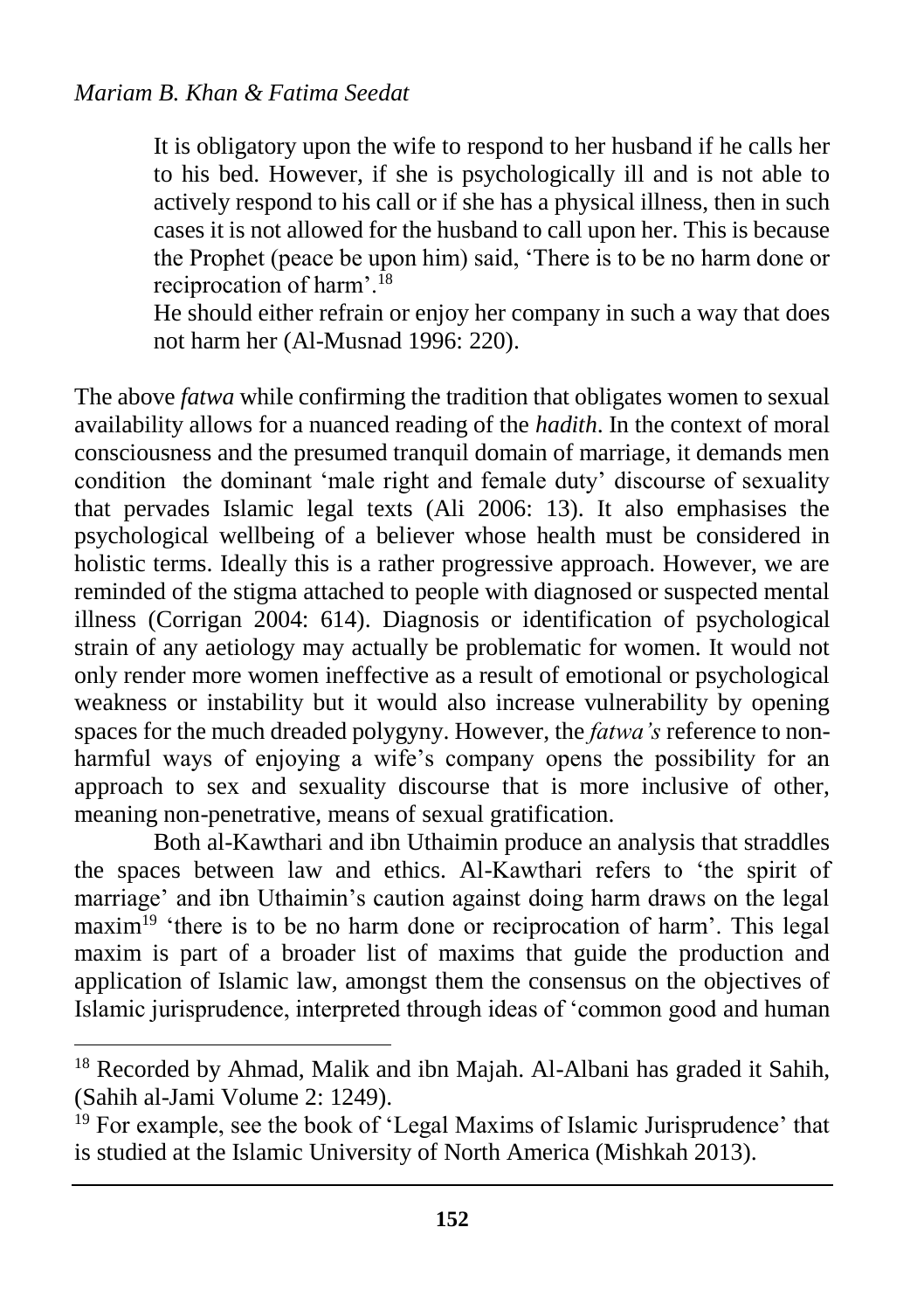> It is obligatory upon the wife to respond to her husband if he calls her to his bed. However, if she is psychologically ill and is not able to actively respond to his call or if she has a physical illness, then in such cases it is not allowed for the husband to call upon her. This is because the Prophet (peace be upon him) said, 'There is to be no harm done or reciprocation of harm'.[18]
>
> He should either refrain or enjoy her company in such a way that does not harm her (Al-Musnad 1996: 220).

The above *fatwa* while confirming the tradition that obligates women to sexual availability allows for a nuanced reading of the *hadith*. In the context of moral consciousness and the presumed tranquil domain of marriage, it demands men condition the dominant 'male right and female duty' discourse of sexuality that pervades Islamic legal texts (Ali 2006: 13). It also emphasises the psychological wellbeing of a believer whose health must be considered in holistic terms. Ideally this is a rather progressive approach. However, we are reminded of the stigma attached to people with diagnosed or suspected mental illness (Corrigan 2004: 614). Diagnosis or identification of psychological strain of any aetiology may actually be problematic for women. It would not only render more women ineffective as a result of emotional or psychological weakness or instability but it would also increase vulnerability by opening spaces for the much dreaded polygyny. However, the *fatwa's* reference to non-harmful ways of enjoying a wife's company opens the possibility for an approach to sex and sexuality discourse that is more inclusive of other, meaning non-penetrative, means of sexual gratification.

Both al-Kawthari and ibn Uthaimin produce an analysis that straddles the spaces between law and ethics. Al-Kawthari refers to 'the spirit of marriage' and ibn Uthaimin's caution against doing harm draws on the legal maxim[19] 'there is to be no harm done or reciprocation of harm'. This legal maxim is part of a broader list of maxims that guide the production and application of Islamic law, amongst them the consensus on the objectives of Islamic jurisprudence, interpreted through ideas of 'common good and human

---

[18] Recorded by Ahmad, Malik and ibn Majah. Al-Albani has graded it Sahih, (Sahih al-Jami Volume 2: 1249).

[19] For example, see the book of 'Legal Maxims of Islamic Jurisprudence' that is studied at the Islamic University of North America (Mishkah 2013).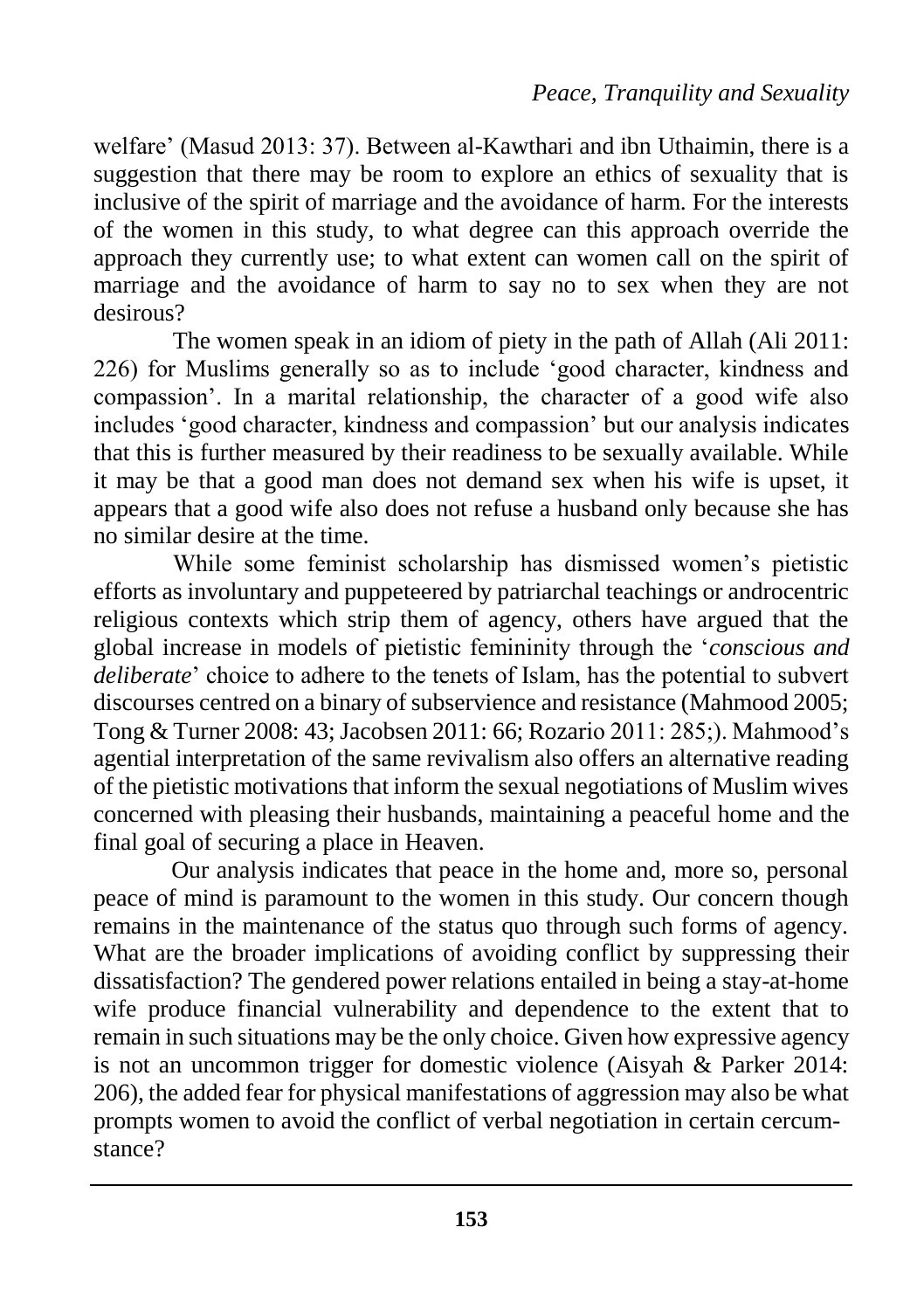welfare' (Masud 2013: 37). Between al-Kawthari and ibn Uthaimin, there is a suggestion that there may be room to explore an ethics of sexuality that is inclusive of the spirit of marriage and the avoidance of harm. For the interests of the women in this study, to what degree can this approach override the approach they currently use; to what extent can women call on the spirit of marriage and the avoidance of harm to say no to sex when they are not desirous?

The women speak in an idiom of piety in the path of Allah (Ali 2011: 226) for Muslims generally so as to include 'good character, kindness and compassion'. In a marital relationship, the character of a good wife also includes 'good character, kindness and compassion' but our analysis indicates that this is further measured by their readiness to be sexually available. While it may be that a good man does not demand sex when his wife is upset, it appears that a good wife also does not refuse a husband only because she has no similar desire at the time.

While some feminist scholarship has dismissed women's pietistic efforts as involuntary and puppeteered by patriarchal teachings or androcentric religious contexts which strip them of agency, others have argued that the global increase in models of pietistic femininity through the '*conscious and deliberate*' choice to adhere to the tenets of Islam, has the potential to subvert discourses centred on a binary of subservience and resistance (Mahmood 2005; Tong & Turner 2008: 43; Jacobsen 2011: 66; Rozario 2011: 285;). Mahmood's agential interpretation of the same revivalism also offers an alternative reading of the pietistic motivations that inform the sexual negotiations of Muslim wives concerned with pleasing their husbands, maintaining a peaceful home and the final goal of securing a place in Heaven.

Our analysis indicates that peace in the home and, more so, personal peace of mind is paramount to the women in this study. Our concern though remains in the maintenance of the status quo through such forms of agency. What are the broader implications of avoiding conflict by suppressing their dissatisfaction? The gendered power relations entailed in being a stay-at-home wife produce financial vulnerability and dependence to the extent that to remain in such situations may be the only choice. Given how expressive agency is not an uncommon trigger for domestic violence (Aisyah & Parker 2014: 206), the added fear for physical manifestations of aggression may also be what prompts women to avoid the conflict of verbal negotiation in certain cercumstance?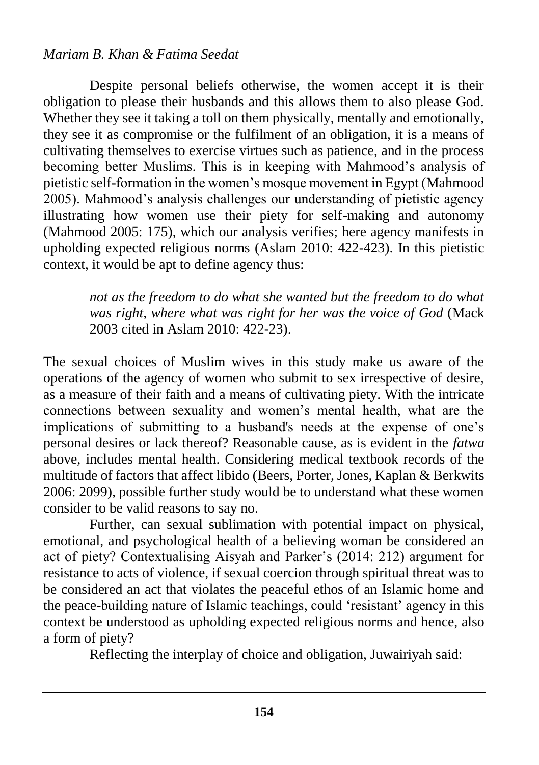Despite personal beliefs otherwise, the women accept it is their obligation to please their husbands and this allows them to also please God. Whether they see it taking a toll on them physically, mentally and emotionally, they see it as compromise or the fulfilment of an obligation, it is a means of cultivating themselves to exercise virtues such as patience, and in the process becoming better Muslims. This is in keeping with Mahmood's analysis of pietistic self-formation in the women's mosque movement in Egypt (Mahmood 2005). Mahmood's analysis challenges our understanding of pietistic agency illustrating how women use their piety for self-making and autonomy (Mahmood 2005: 175), which our analysis verifies; here agency manifests in upholding expected religious norms (Aslam 2010: 422-423). In this pietistic context, it would be apt to define agency thus:

> *not as the freedom to do what she wanted but the freedom to do what was right, where what was right for her was the voice of God* (Mack 2003 cited in Aslam 2010: 422-23).

The sexual choices of Muslim wives in this study make us aware of the operations of the agency of women who submit to sex irrespective of desire, as a measure of their faith and a means of cultivating piety. With the intricate connections between sexuality and women's mental health, what are the implications of submitting to a husband's needs at the expense of one's personal desires or lack thereof? Reasonable cause, as is evident in the *fatwa* above, includes mental health. Considering medical textbook records of the multitude of factors that affect libido (Beers, Porter, Jones, Kaplan & Berkwits 2006: 2099), possible further study would be to understand what these women consider to be valid reasons to say no.

Further, can sexual sublimation with potential impact on physical, emotional, and psychological health of a believing woman be considered an act of piety? Contextualising Aisyah and Parker's (2014: 212) argument for resistance to acts of violence, if sexual coercion through spiritual threat was to be considered an act that violates the peaceful ethos of an Islamic home and the peace-building nature of Islamic teachings, could 'resistant' agency in this context be understood as upholding expected religious norms and hence, also a form of piety?

Reflecting the interplay of choice and obligation, Juwairiyah said: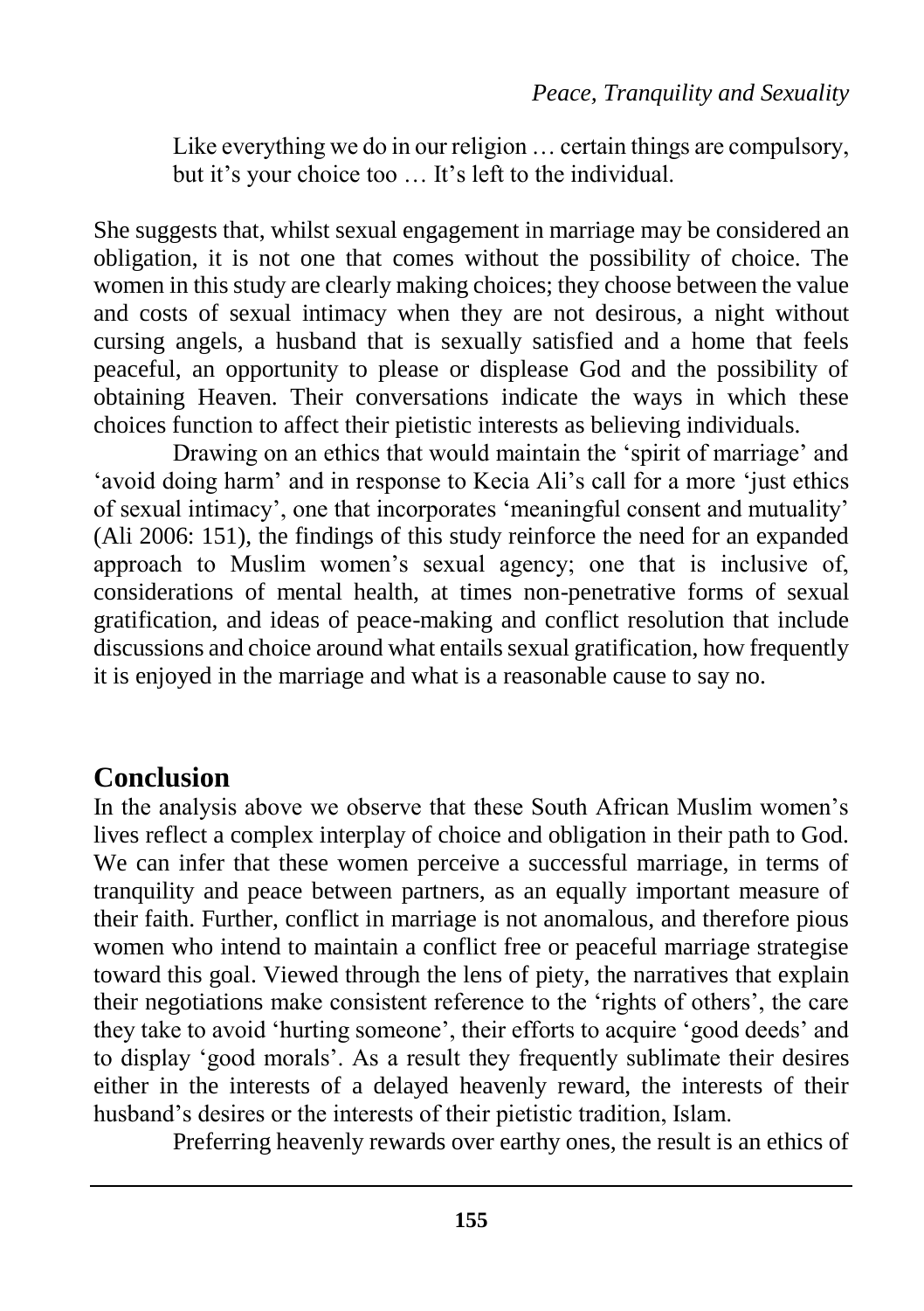> Like everything we do in our religion … certain things are compulsory, but it's your choice too … It's left to the individual.

She suggests that, whilst sexual engagement in marriage may be considered an obligation, it is not one that comes without the possibility of choice. The women in this study are clearly making choices; they choose between the value and costs of sexual intimacy when they are not desirous, a night without cursing angels, a husband that is sexually satisfied and a home that feels peaceful, an opportunity to please or displease God and the possibility of obtaining Heaven. Their conversations indicate the ways in which these choices function to affect their pietistic interests as believing individuals.

Drawing on an ethics that would maintain the 'spirit of marriage' and 'avoid doing harm' and in response to Kecia Ali's call for a more 'just ethics of sexual intimacy', one that incorporates 'meaningful consent and mutuality' (Ali 2006: 151), the findings of this study reinforce the need for an expanded approach to Muslim women's sexual agency; one that is inclusive of, considerations of mental health, at times non-penetrative forms of sexual gratification, and ideas of peace-making and conflict resolution that include discussions and choice around what entails sexual gratification, how frequently it is enjoyed in the marriage and what is a reasonable cause to say no.

## Conclusion

In the analysis above we observe that these South African Muslim women's lives reflect a complex interplay of choice and obligation in their path to God. We can infer that these women perceive a successful marriage, in terms of tranquility and peace between partners, as an equally important measure of their faith. Further, conflict in marriage is not anomalous, and therefore pious women who intend to maintain a conflict free or peaceful marriage strategise toward this goal. Viewed through the lens of piety, the narratives that explain their negotiations make consistent reference to the 'rights of others', the care they take to avoid 'hurting someone', their efforts to acquire 'good deeds' and to display 'good morals'. As a result they frequently sublimate their desires either in the interests of a delayed heavenly reward, the interests of their husband's desires or the interests of their pietistic tradition, Islam.

Preferring heavenly rewards over earthy ones, the result is an ethics of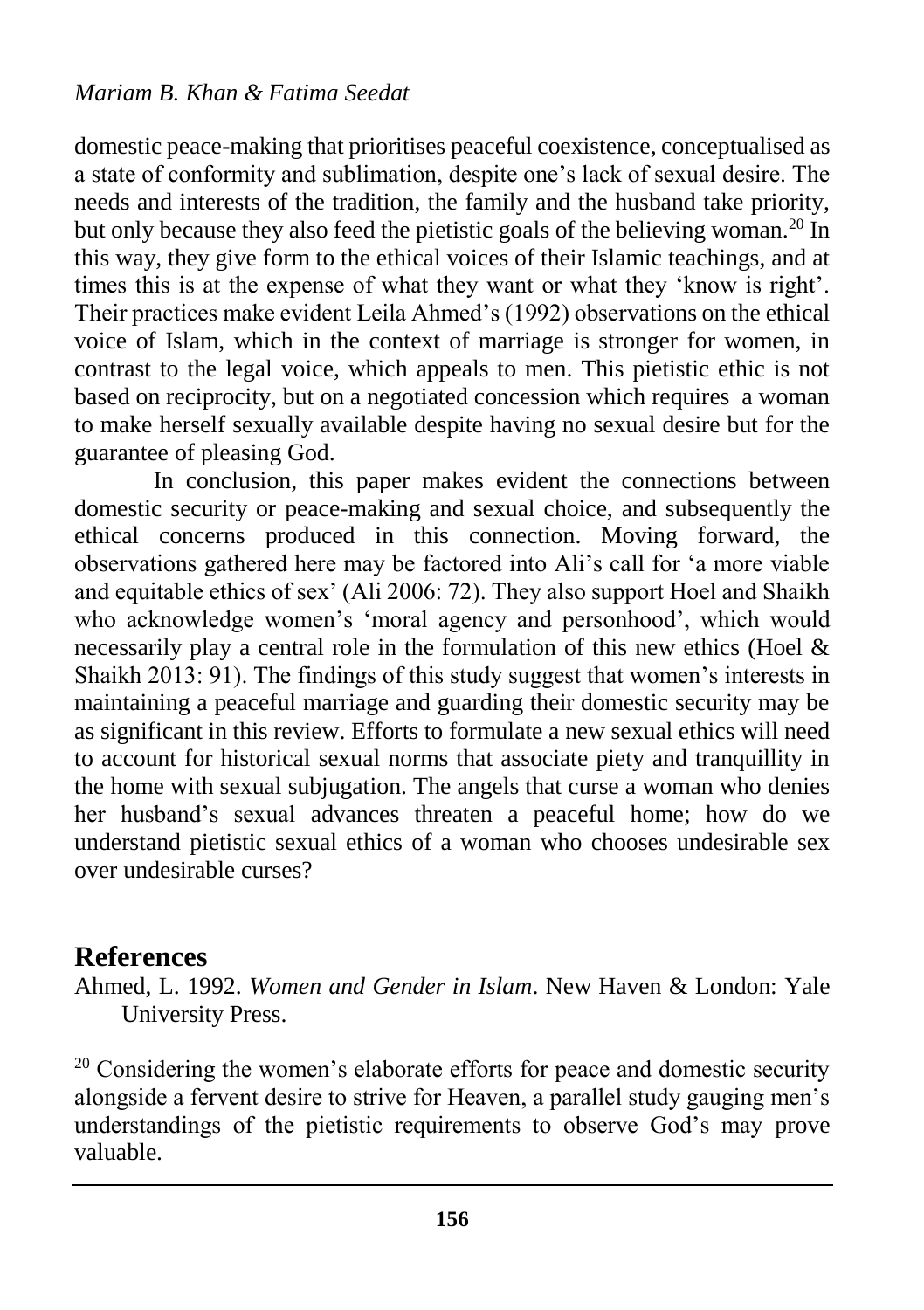domestic peace-making that prioritises peaceful coexistence, conceptualised as a state of conformity and sublimation, despite one's lack of sexual desire. The needs and interests of the tradition, the family and the husband take priority, but only because they also feed the pietistic goals of the believing woman.[20] In this way, they give form to the ethical voices of their Islamic teachings, and at times this is at the expense of what they want or what they 'know is right'. Their practices make evident Leila Ahmed's (1992) observations on the ethical voice of Islam, which in the context of marriage is stronger for women, in contrast to the legal voice, which appeals to men. This pietistic ethic is not based on reciprocity, but on a negotiated concession which requires a woman to make herself sexually available despite having no sexual desire but for the guarantee of pleasing God.

In conclusion, this paper makes evident the connections between domestic security or peace-making and sexual choice, and subsequently the ethical concerns produced in this connection. Moving forward, the observations gathered here may be factored into Ali's call for 'a more viable and equitable ethics of sex' (Ali 2006: 72). They also support Hoel and Shaikh who acknowledge women's 'moral agency and personhood', which would necessarily play a central role in the formulation of this new ethics (Hoel & Shaikh 2013: 91). The findings of this study suggest that women's interests in maintaining a peaceful marriage and guarding their domestic security may be as significant in this review. Efforts to formulate a new sexual ethics will need to account for historical sexual norms that associate piety and tranquillity in the home with sexual subjugation. The angels that curse a woman who denies her husband's sexual advances threaten a peaceful home; how do we understand pietistic sexual ethics of a woman who chooses undesirable sex over undesirable curses?

## References

Ahmed, L. 1992. *Women and Gender in Islam*. New Haven & London: Yale University Press.

---

[20] Considering the women's elaborate efforts for peace and domestic security alongside a fervent desire to strive for Heaven, a parallel study gauging men's understandings of the pietistic requirements to observe God's may prove valuable.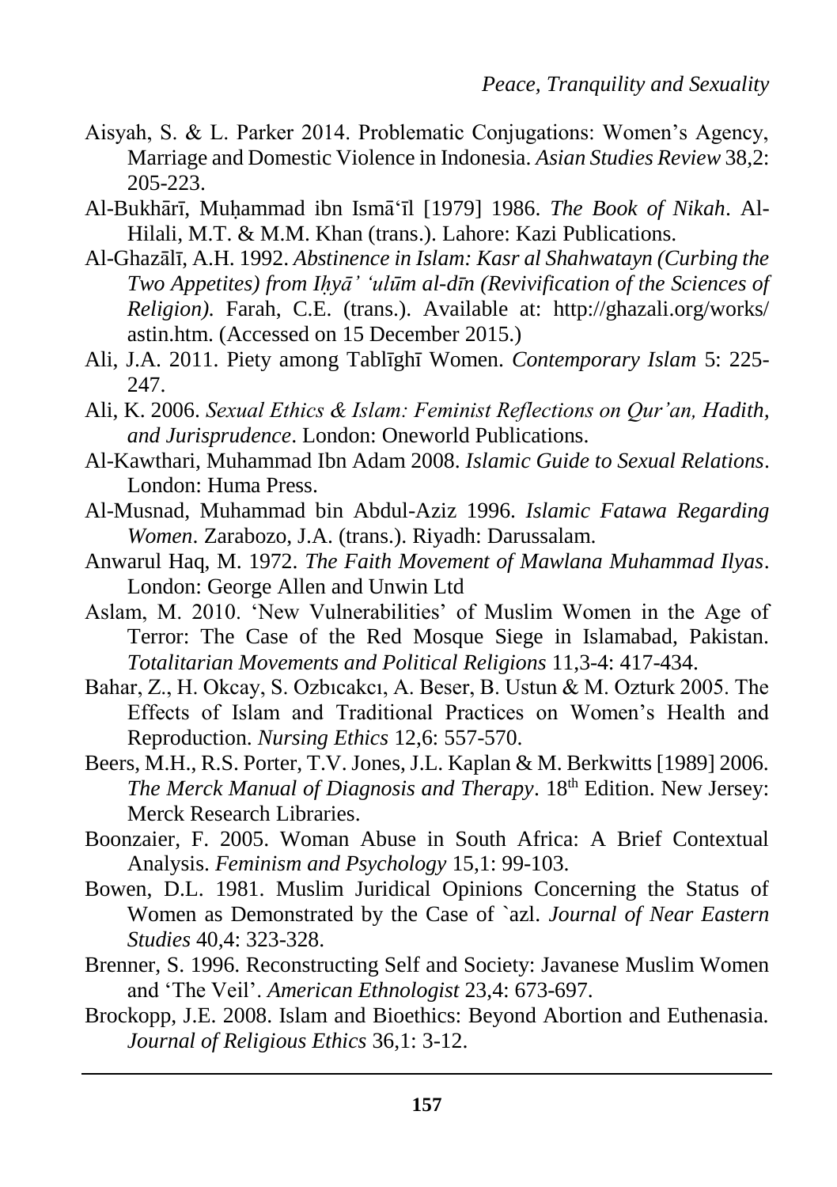Aisyah, S. & L. Parker 2014. Problematic Conjugations: Women's Agency, Marriage and Domestic Violence in Indonesia. *Asian Studies Review* 38,2: 205-223.

Al-Bukhārī, Muḥammad ibn Ismāʻīl [1979] 1986. *The Book of Nikah*. Al-Hilali, M.T. & M.M. Khan (trans.). Lahore: Kazi Publications.

Al-Ghazālī, A.H. 1992. *Abstinence in Islam: Kasr al Shahwatayn (Curbing the Two Appetites) from Iḥyā' 'ulūm al-dīn (Revivification of the Sciences of Religion).* Farah, C.E. (trans.). Available at: http://ghazali.org/works/astin.htm. (Accessed on 15 December 2015.)

Ali, J.A. 2011. Piety among Tablīghī Women. *Contemporary Islam* 5: 225-247.

Ali, K. 2006. *Sexual Ethics & Islam: Feminist Reflections on Qur'an, Hadith, and Jurisprudence*. London: Oneworld Publications.

Al-Kawthari, Muhammad Ibn Adam 2008. *Islamic Guide to Sexual Relations*. London: Huma Press.

Al-Musnad, Muhammad bin Abdul-Aziz 1996. *Islamic Fatawa Regarding Women*. Zarabozo, J.A. (trans.). Riyadh: Darussalam.

Anwarul Haq, M. 1972. *The Faith Movement of Mawlana Muhammad Ilyas*. London: George Allen and Unwin Ltd

Aslam, M. 2010. 'New Vulnerabilities' of Muslim Women in the Age of Terror: The Case of the Red Mosque Siege in Islamabad, Pakistan. *Totalitarian Movements and Political Religions* 11,3-4: 417-434.

Bahar, Z., H. Okcay, S. Ozbıcakcı, A. Beser, B. Ustun & M. Ozturk 2005. The Effects of Islam and Traditional Practices on Women's Health and Reproduction. *Nursing Ethics* 12,6: 557-570.

Beers, M.H., R.S. Porter, T.V. Jones, J.L. Kaplan & M. Berkwitts [1989] 2006. *The Merck Manual of Diagnosis and Therapy*. 18th Edition. New Jersey: Merck Research Libraries.

Boonzaier, F. 2005. Woman Abuse in South Africa: A Brief Contextual Analysis. *Feminism and Psychology* 15,1: 99-103.

Bowen, D.L. 1981. Muslim Juridical Opinions Concerning the Status of Women as Demonstrated by the Case of `azl. *Journal of Near Eastern Studies* 40,4: 323-328.

Brenner, S. 1996. Reconstructing Self and Society: Javanese Muslim Women and 'The Veil'. *American Ethnologist* 23,4: 673-697.

Brockopp, J.E. 2008. Islam and Bioethics: Beyond Abortion and Euthenasia. *Journal of Religious Ethics* 36,1: 3-12.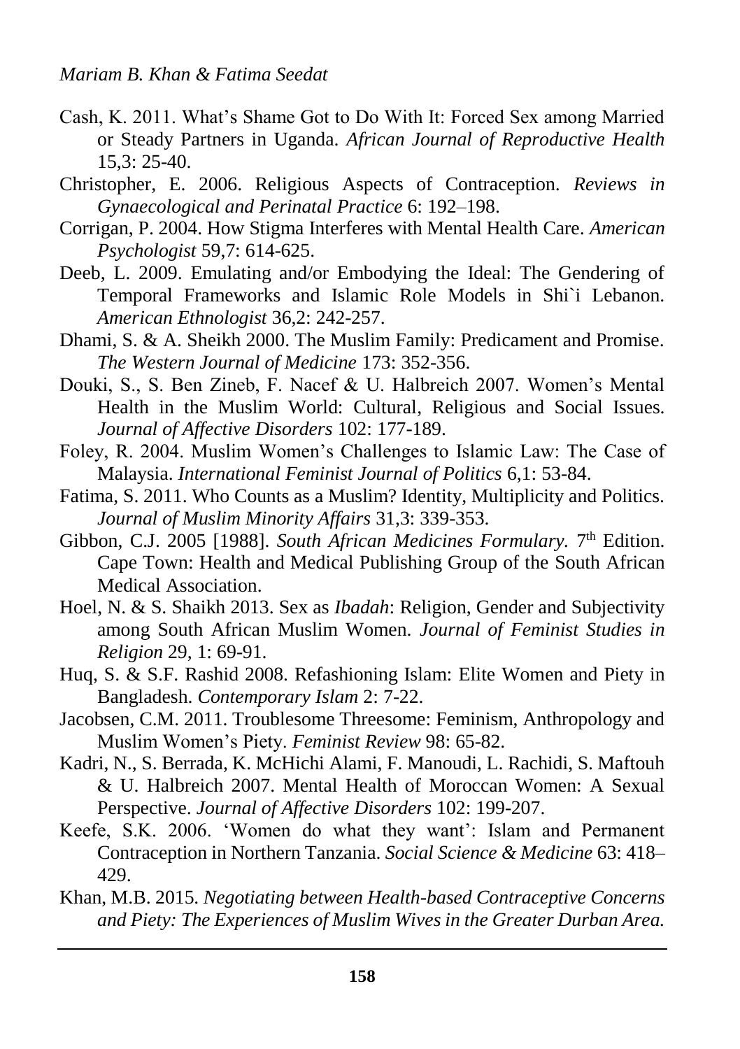Cash, K. 2011. What's Shame Got to Do With It: Forced Sex among Married or Steady Partners in Uganda. *African Journal of Reproductive Health* 15,3: 25-40.

Christopher, E. 2006. Religious Aspects of Contraception. *Reviews in Gynaecological and Perinatal Practice* 6: 192–198.

Corrigan, P. 2004. How Stigma Interferes with Mental Health Care. *American Psychologist* 59,7: 614-625.

Deeb, L. 2009. Emulating and/or Embodying the Ideal: The Gendering of Temporal Frameworks and Islamic Role Models in Shi`i Lebanon. *American Ethnologist* 36,2: 242-257.

Dhami, S. & A. Sheikh 2000. The Muslim Family: Predicament and Promise. *The Western Journal of Medicine* 173: 352-356.

Douki, S., S. Ben Zineb, F. Nacef & U. Halbreich 2007. Women's Mental Health in the Muslim World: Cultural, Religious and Social Issues. *Journal of Affective Disorders* 102: 177-189.

Foley, R. 2004. Muslim Women's Challenges to Islamic Law: The Case of Malaysia. *International Feminist Journal of Politics* 6,1: 53-84.

Fatima, S. 2011. Who Counts as a Muslim? Identity, Multiplicity and Politics. *Journal of Muslim Minority Affairs* 31,3: 339-353.

Gibbon, C.J. 2005 [1988]. *South African Medicines Formulary.* 7th Edition. Cape Town: Health and Medical Publishing Group of the South African Medical Association.

Hoel, N. & S. Shaikh 2013. Sex as *Ibadah*: Religion, Gender and Subjectivity among South African Muslim Women. *Journal of Feminist Studies in Religion* 29, 1: 69-91.

Huq, S. & S.F. Rashid 2008. Refashioning Islam: Elite Women and Piety in Bangladesh. *Contemporary Islam* 2: 7-22.

Jacobsen, C.M. 2011. Troublesome Threesome: Feminism, Anthropology and Muslim Women's Piety. *Feminist Review* 98: 65-82.

Kadri, N., S. Berrada, K. McHichi Alami, F. Manoudi, L. Rachidi, S. Maftouh & U. Halbreich 2007. Mental Health of Moroccan Women: A Sexual Perspective. *Journal of Affective Disorders* 102: 199-207.

Keefe, S.K. 2006. 'Women do what they want': Islam and Permanent Contraception in Northern Tanzania. *Social Science & Medicine* 63: 418–429.

Khan, M.B. 2015. *Negotiating between Health-based Contraceptive Concerns and Piety: The Experiences of Muslim Wives in the Greater Durban Area.*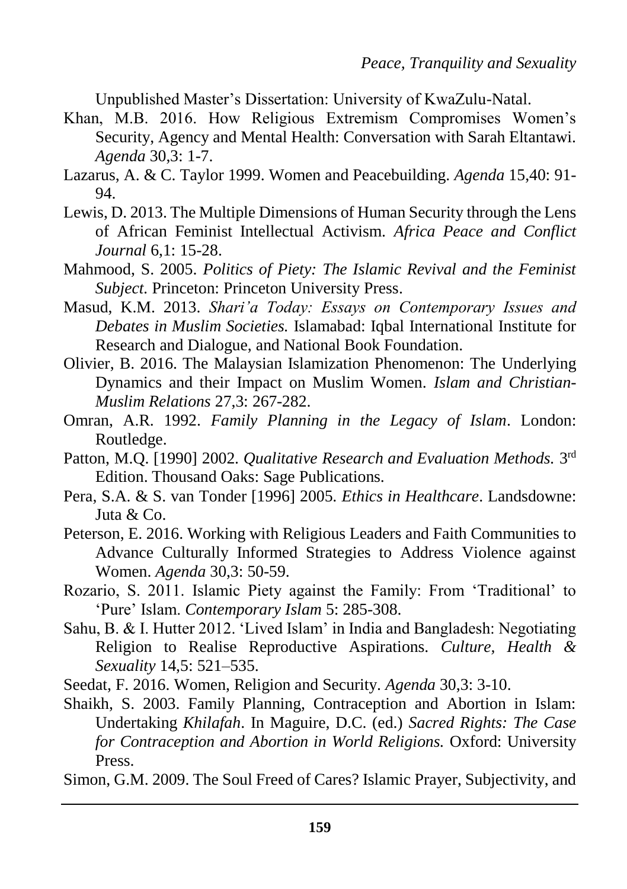Unpublished Master's Dissertation: University of KwaZulu-Natal.

Khan, M.B. 2016. How Religious Extremism Compromises Women's Security, Agency and Mental Health: Conversation with Sarah Eltantawi. *Agenda* 30,3: 1-7.

Lazarus, A. & C. Taylor 1999. Women and Peacebuilding. *Agenda* 15,40: 91-94.

Lewis, D. 2013. The Multiple Dimensions of Human Security through the Lens of African Feminist Intellectual Activism. *Africa Peace and Conflict Journal* 6,1: 15-28.

Mahmood, S. 2005. *Politics of Piety: The Islamic Revival and the Feminist Subject.* Princeton: Princeton University Press.

Masud, K.M. 2013. *Shari'a Today: Essays on Contemporary Issues and Debates in Muslim Societies.* Islamabad: Iqbal International Institute for Research and Dialogue, and National Book Foundation.

Olivier, B. 2016. The Malaysian Islamization Phenomenon: The Underlying Dynamics and their Impact on Muslim Women. *Islam and Christian-Muslim Relations* 27,3: 267-282.

Omran, A.R. 1992. *Family Planning in the Legacy of Islam*. London: Routledge.

Patton, M.Q. [1990] 2002. *Qualitative Research and Evaluation Methods.* 3rd Edition. Thousand Oaks: Sage Publications.

Pera, S.A. & S. van Tonder [1996] 2005. *Ethics in Healthcare*. Landsdowne: Juta & Co.

Peterson, E. 2016. Working with Religious Leaders and Faith Communities to Advance Culturally Informed Strategies to Address Violence against Women. *Agenda* 30,3: 50-59.

Rozario, S. 2011. Islamic Piety against the Family: From 'Traditional' to 'Pure' Islam. *Contemporary Islam* 5: 285-308.

Sahu, B. & I. Hutter 2012. 'Lived Islam' in India and Bangladesh: Negotiating Religion to Realise Reproductive Aspirations. *Culture, Health & Sexuality* 14,5: 521–535.

Seedat, F. 2016. Women, Religion and Security. *Agenda* 30,3: 3-10.

Shaikh, S. 2003. Family Planning, Contraception and Abortion in Islam: Undertaking *Khilafah*. In Maguire, D.C. (ed.) *Sacred Rights: The Case for Contraception and Abortion in World Religions.* Oxford: University Press.

Simon, G.M. 2009. The Soul Freed of Cares? Islamic Prayer, Subjectivity, and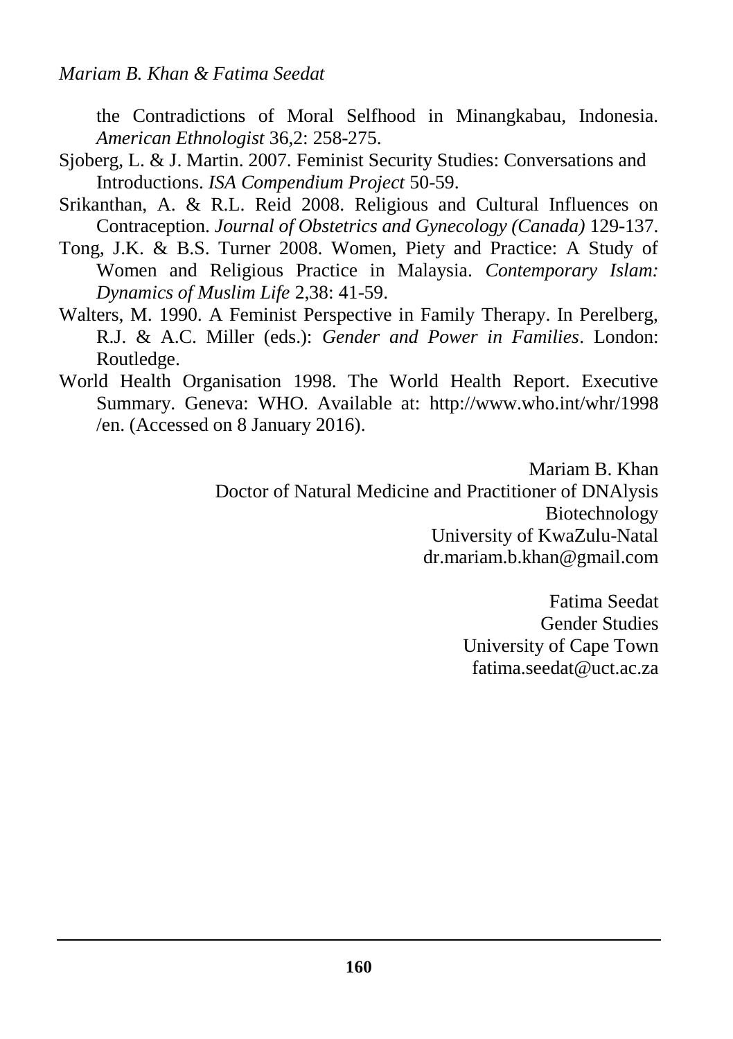the Contradictions of Moral Selfhood in Minangkabau, Indonesia. *American Ethnologist* 36,2: 258-275.

Sjoberg, L. & J. Martin. 2007. Feminist Security Studies: Conversations and Introductions. *ISA Compendium Project* 50-59.

Srikanthan, A. & R.L. Reid 2008. Religious and Cultural Influences on Contraception. *Journal of Obstetrics and Gynecology (Canada)* 129-137.

Tong, J.K. & B.S. Turner 2008. Women, Piety and Practice: A Study of Women and Religious Practice in Malaysia. *Contemporary Islam: Dynamics of Muslim Life* 2,38: 41-59.

Walters, M. 1990. A Feminist Perspective in Family Therapy. In Perelberg, R.J. & A.C. Miller (eds.): *Gender and Power in Families*. London: Routledge.

World Health Organisation 1998. The World Health Report. Executive Summary. Geneva: WHO. Available at: http://www.who.int/whr/1998/en. (Accessed on 8 January 2016).

Mariam B. Khan
Doctor of Natural Medicine and Practitioner of DNAlysis Biotechnology
University of KwaZulu-Natal
dr.mariam.b.khan@gmail.com

Fatima Seedat
Gender Studies
University of Cape Town
fatima.seedat@uct.ac.za